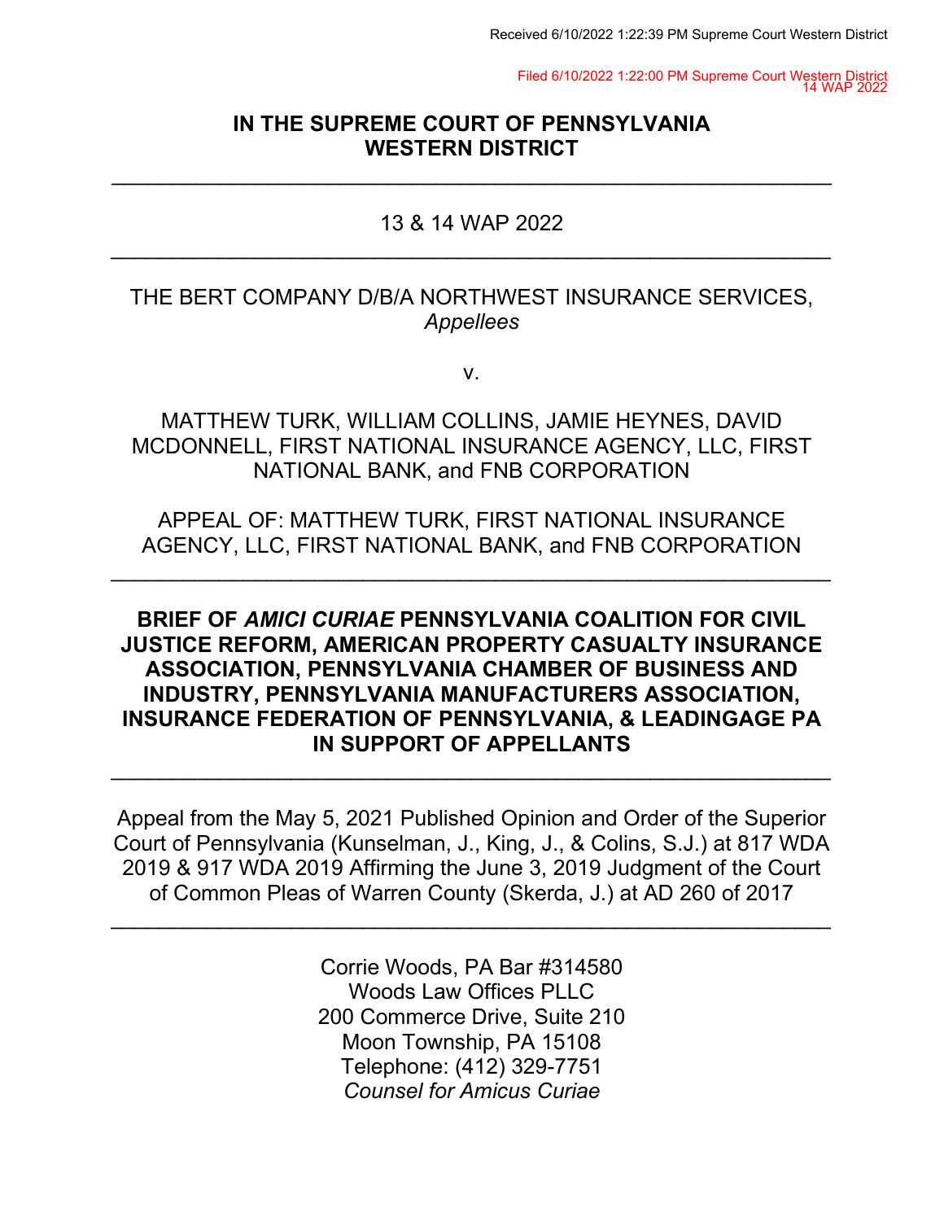Received 6/10/2022 1:22:39 PM Supreme Court Western District

Filed 6/10/2022 1:22:00 PM Supreme Court Western District
14 WAP 2022

# IN THE SUPREME COURT OF PENNSYLVANIA WESTERN DISTRICT

---

13 & 14 WAP 2022

---

THE BERT COMPANY D/B/A NORTHWEST INSURANCE SERVICES,
*Appellees*

v.

MATTHEW TURK, WILLIAM COLLINS, JAMIE HEYNES, DAVID MCDONNELL, FIRST NATIONAL INSURANCE AGENCY, LLC, FIRST NATIONAL BANK, and FNB CORPORATION

APPEAL OF: MATTHEW TURK, FIRST NATIONAL INSURANCE AGENCY, LLC, FIRST NATIONAL BANK, and FNB CORPORATION

---

**BRIEF OF *AMICI CURIAE* PENNSYLVANIA COALITION FOR CIVIL JUSTICE REFORM, AMERICAN PROPERTY CASUALTY INSURANCE ASSOCIATION, PENNSYLVANIA CHAMBER OF BUSINESS AND INDUSTRY, PENNSYLVANIA MANUFACTURERS ASSOCIATION, INSURANCE FEDERATION OF PENNSYLVANIA, & LEADINGAGE PA IN SUPPORT OF APPELLANTS**

---

Appeal from the May 5, 2021 Published Opinion and Order of the Superior Court of Pennsylvania (Kunselman, J., King, J., & Colins, S.J.) at 817 WDA 2019 & 917 WDA 2019 Affirming the June 3, 2019 Judgment of the Court of Common Pleas of Warren County (Skerda, J.) at AD 260 of 2017

---

Corrie Woods, PA Bar #314580
Woods Law Offices PLLC
200 Commerce Drive, Suite 210
Moon Township, PA 15108
Telephone: (412) 329-7751
*Counsel for Amicus Curiae*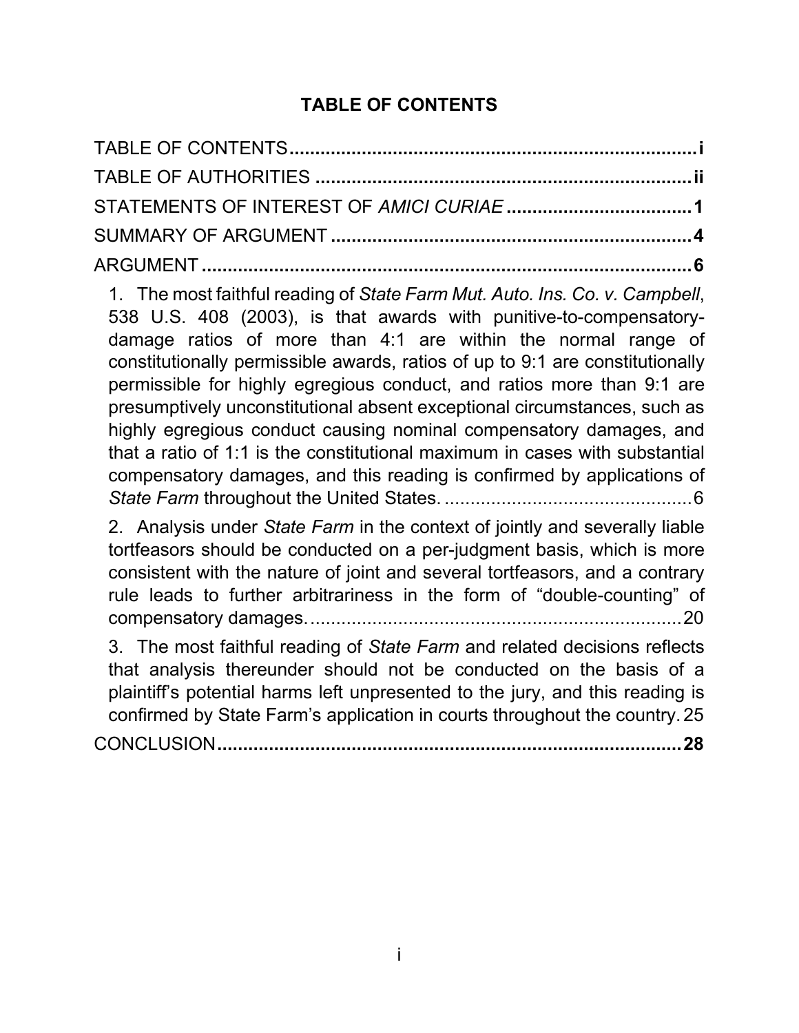# TABLE OF CONTENTS

TABLE OF CONTENTS .......... i

TABLE OF AUTHORITIES .......... ii

STATEMENTS OF INTEREST OF *AMICI CURIAE* .......... 1

SUMMARY OF ARGUMENT .......... 4

ARGUMENT .......... 6

1. The most faithful reading of *State Farm Mut. Auto. Ins. Co. v. Campbell*, 538 U.S. 408 (2003), is that awards with punitive-to-compensatory-damage ratios of more than 4:1 are within the normal range of constitutionally permissible awards, ratios of up to 9:1 are constitutionally permissible for highly egregious conduct, and ratios more than 9:1 are presumptively unconstitutional absent exceptional circumstances, such as highly egregious conduct causing nominal compensatory damages, and that a ratio of 1:1 is the constitutional maximum in cases with substantial compensatory damages, and this reading is confirmed by applications of *State Farm* throughout the United States. .......... 6

2. Analysis under *State Farm* in the context of jointly and severally liable tortfeasors should be conducted on a per-judgment basis, which is more consistent with the nature of joint and several tortfeasors, and a contrary rule leads to further arbitrariness in the form of "double-counting" of compensatory damages. .......... 20

3. The most faithful reading of *State Farm* and related decisions reflects that analysis thereunder should not be conducted on the basis of a plaintiff's potential harms left unpresented to the jury, and this reading is confirmed by State Farm's application in courts throughout the country. 25

CONCLUSION .......... 28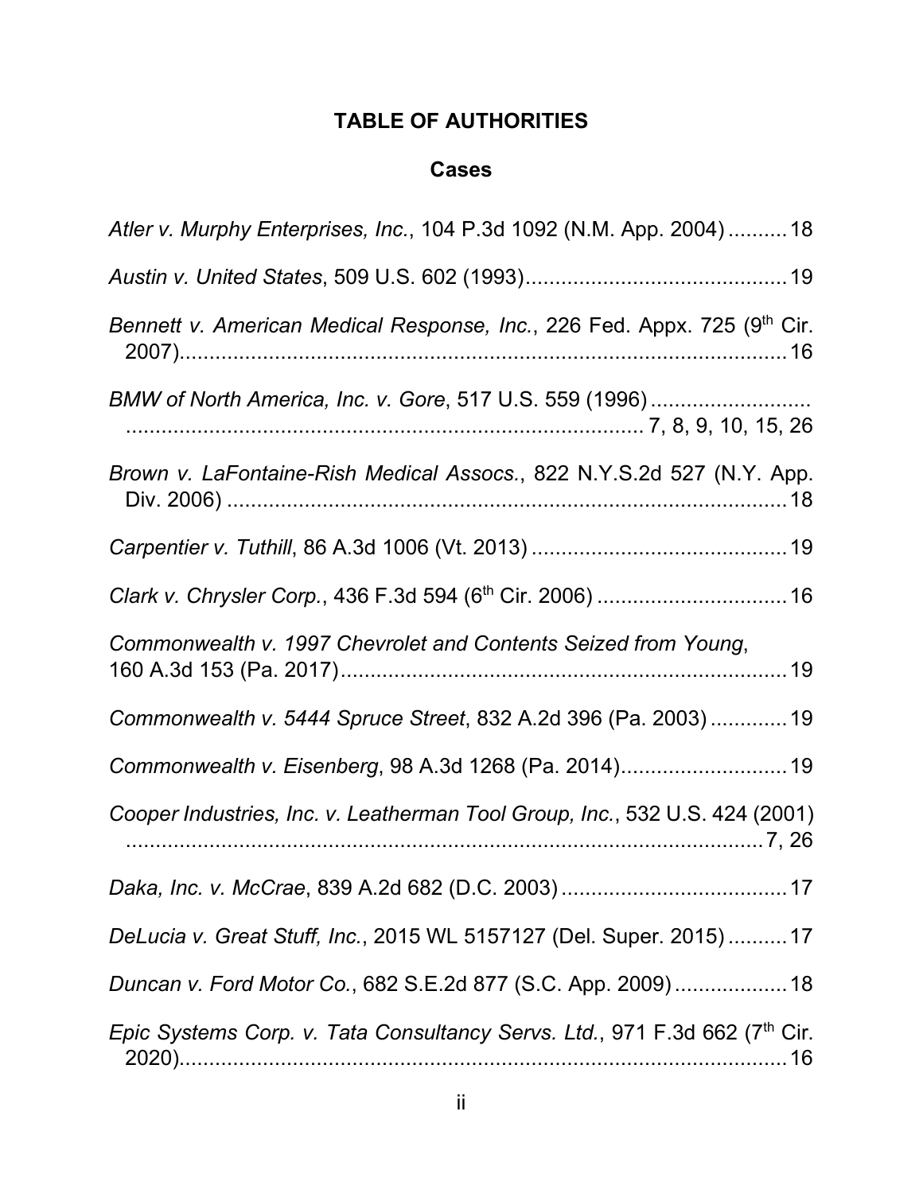## TABLE OF AUTHORITIES

### Cases

*Atler v. Murphy Enterprises, Inc.*, 104 P.3d 1092 (N.M. App. 2004) .......... 18

*Austin v. United States*, 509 U.S. 602 (1993) ............................................ 19

*Bennett v. American Medical Response, Inc.*, 226 Fed. Appx. 725 (9th Cir. 2007) ........................................................................................................ 16

*BMW of North America, Inc. v. Gore*, 517 U.S. 559 (1996) ..................................................................................... 7, 8, 9, 10, 15, 26

*Brown v. LaFontaine-Rish Medical Assocs.*, 822 N.Y.S.2d 527 (N.Y. App. Div. 2006) ............................................................................................ 18

*Carpentier v. Tuthill*, 86 A.3d 1006 (Vt. 2013) ........................................... 19

*Clark v. Chrysler Corp.*, 436 F.3d 594 (6th Cir. 2006) ................................ 16

*Commonwealth v. 1997 Chevrolet and Contents Seized from Young*, 160 A.3d 153 (Pa. 2017) ........................................................................... 19

*Commonwealth v. 5444 Spruce Street*, 832 A.2d 396 (Pa. 2003) ............. 19

*Commonwealth v. Eisenberg*, 98 A.3d 1268 (Pa. 2014) ............................ 19

*Cooper Industries, Inc. v. Leatherman Tool Group, Inc.*, 532 U.S. 424 (2001) ............................................................................................................. 7, 26

*Daka, Inc. v. McCrae*, 839 A.2d 682 (D.C. 2003) ...................................... 17

*DeLucia v. Great Stuff, Inc.*, 2015 WL 5157127 (Del. Super. 2015) .......... 17

*Duncan v. Ford Motor Co.*, 682 S.E.2d 877 (S.C. App. 2009) ................... 18

*Epic Systems Corp. v. Tata Consultancy Servs. Ltd.*, 971 F.3d 662 (7th Cir. 2020) ........................................................................................................ 16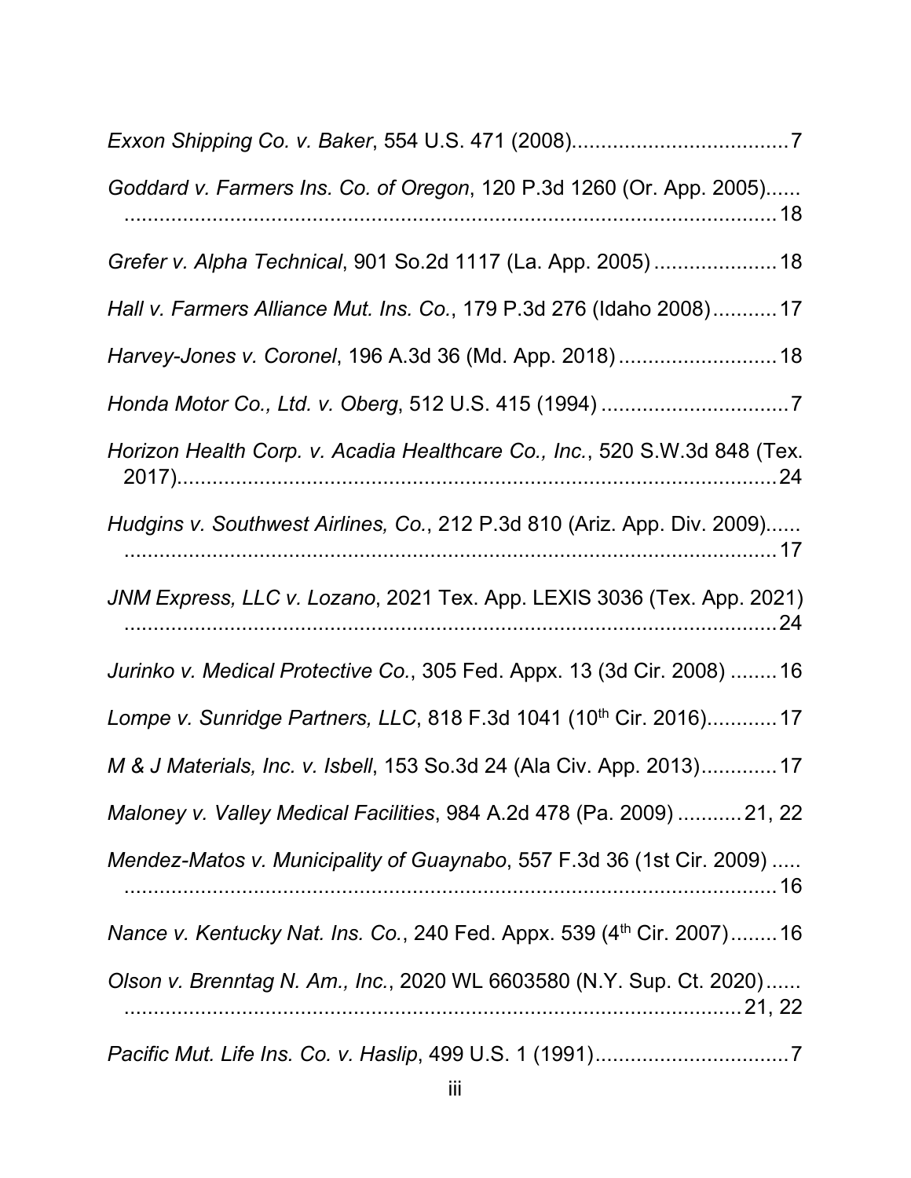*Exxon Shipping Co. v. Baker*, 554 U.S. 471 (2008)....................................7

*Goddard v. Farmers Ins. Co. of Oregon*, 120 P.3d 1260 (Or. App. 2005)...... ..........................................................................................................18

*Grefer v. Alpha Technical*, 901 So.2d 1117 (La. App. 2005) .....................18

*Hall v. Farmers Alliance Mut. Ins. Co.*, 179 P.3d 276 (Idaho 2008)...........17

*Harvey-Jones v. Coronel*, 196 A.3d 36 (Md. App. 2018) ...........................18

*Honda Motor Co., Ltd. v. Oberg*, 512 U.S. 415 (1994) ................................7

*Horizon Health Corp. v. Acadia Healthcare Co., Inc.*, 520 S.W.3d 848 (Tex. 2017)..........................................................................................................24

*Hudgins v. Southwest Airlines, Co.*, 212 P.3d 810 (Ariz. App. Div. 2009)...... ..........................................................................................................17

*JNM Express, LLC v. Lozano*, 2021 Tex. App. LEXIS 3036 (Tex. App. 2021) ..........................................................................................................24

*Jurinko v. Medical Protective Co.*, 305 Fed. Appx. 13 (3d Cir. 2008) ........16

*Lompe v. Sunridge Partners, LLC*, 818 F.3d 1041 (10th Cir. 2016)............17

*M & J Materials, Inc. v. Isbell*, 153 So.3d 24 (Ala Civ. App. 2013).............17

*Maloney v. Valley Medical Facilities*, 984 A.2d 478 (Pa. 2009) ...........21, 22

*Mendez-Matos v. Municipality of Guaynabo*, 557 F.3d 36 (1st Cir. 2009) ..... ..........................................................................................................16

*Nance v. Kentucky Nat. Ins. Co.*, 240 Fed. Appx. 539 (4th Cir. 2007)........16

*Olson v. Brenntag N. Am., Inc.*, 2020 WL 6603580 (N.Y. Sup. Ct. 2020)...... ......................................................................................................21, 22

*Pacific Mut. Life Ins. Co. v. Haslip*, 499 U.S. 1 (1991).................................7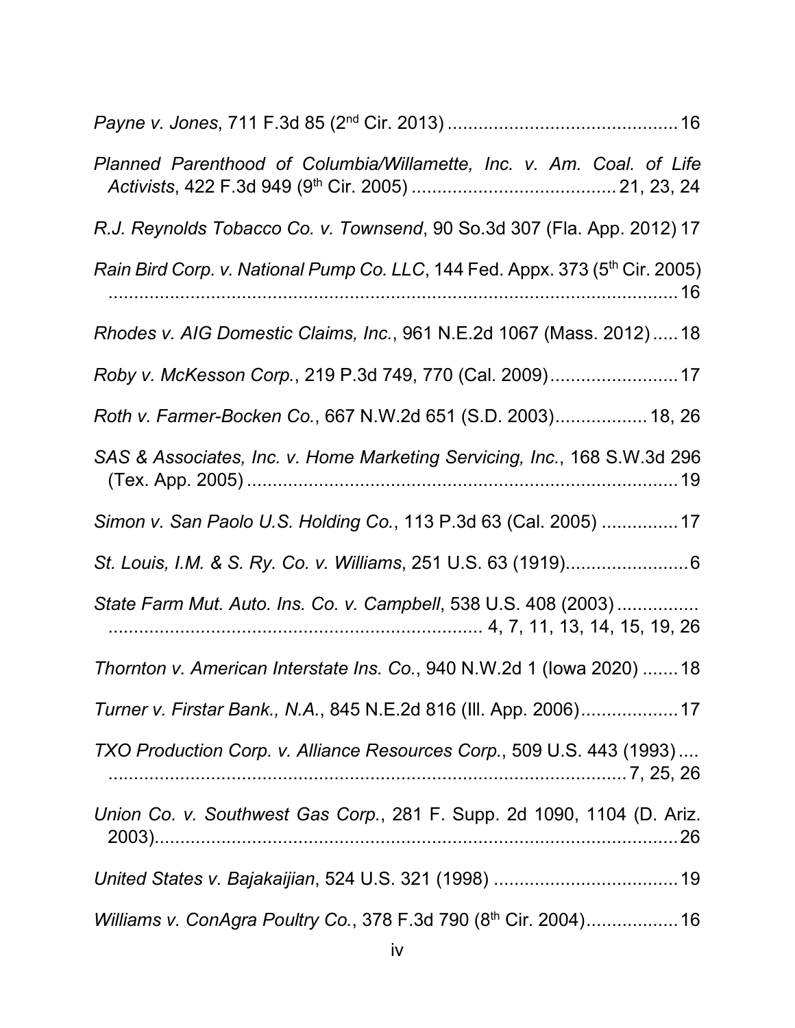*Payne v. Jones*, 711 F.3d 85 (2nd Cir. 2013) ............................................. 16

*Planned Parenthood of Columbia/Willamette, Inc. v. Am. Coal. of Life Activists*, 422 F.3d 949 (9th Cir. 2005) ........................................ 21, 23, 24

*R.J. Reynolds Tobacco Co. v. Townsend*, 90 So.3d 307 (Fla. App. 2012) 17

*Rain Bird Corp. v. National Pump Co. LLC*, 144 Fed. Appx. 373 (5th Cir. 2005) ............................................................................................................. 16

*Rhodes v. AIG Domestic Claims, Inc.*, 961 N.E.2d 1067 (Mass. 2012) ..... 18

*Roby v. McKesson Corp.*, 219 P.3d 749, 770 (Cal. 2009) ......................... 17

*Roth v. Farmer-Bocken Co.*, 667 N.W.2d 651 (S.D. 2003) .................. 18, 26

*SAS & Associates, Inc. v. Home Marketing Servicing, Inc.*, 168 S.W.3d 296 (Tex. App. 2005) ..................................................................................... 19

*Simon v. San Paolo U.S. Holding Co.*, 113 P.3d 63 (Cal. 2005) ............... 17

*St. Louis, I.M. & S. Ry. Co. v. Williams*, 251 U.S. 63 (1919) ........................ 6

*State Farm Mut. Auto. Ins. Co. v. Campbell*, 538 U.S. 408 (2003) ................ ......................................................................... 4, 7, 11, 13, 14, 15, 19, 26

*Thornton v. American Interstate Ins. Co.*, 940 N.W.2d 1 (Iowa 2020) ....... 18

*Turner v. Firstar Bank., N.A.*, 845 N.E.2d 816 (Ill. App. 2006) ................... 17

*TXO Production Corp. v. Alliance Resources Corp.*, 509 U.S. 443 (1993) .... ........................................................................................................ 7, 25, 26

*Union Co. v. Southwest Gas Corp.*, 281 F. Supp. 2d 1090, 1104 (D. Ariz. 2003) ......................................................................................................... 26

*United States v. Bajakaijian*, 524 U.S. 321 (1998) .................................... 19

*Williams v. ConAgra Poultry Co.*, 378 F.3d 790 (8th Cir. 2004) .................. 16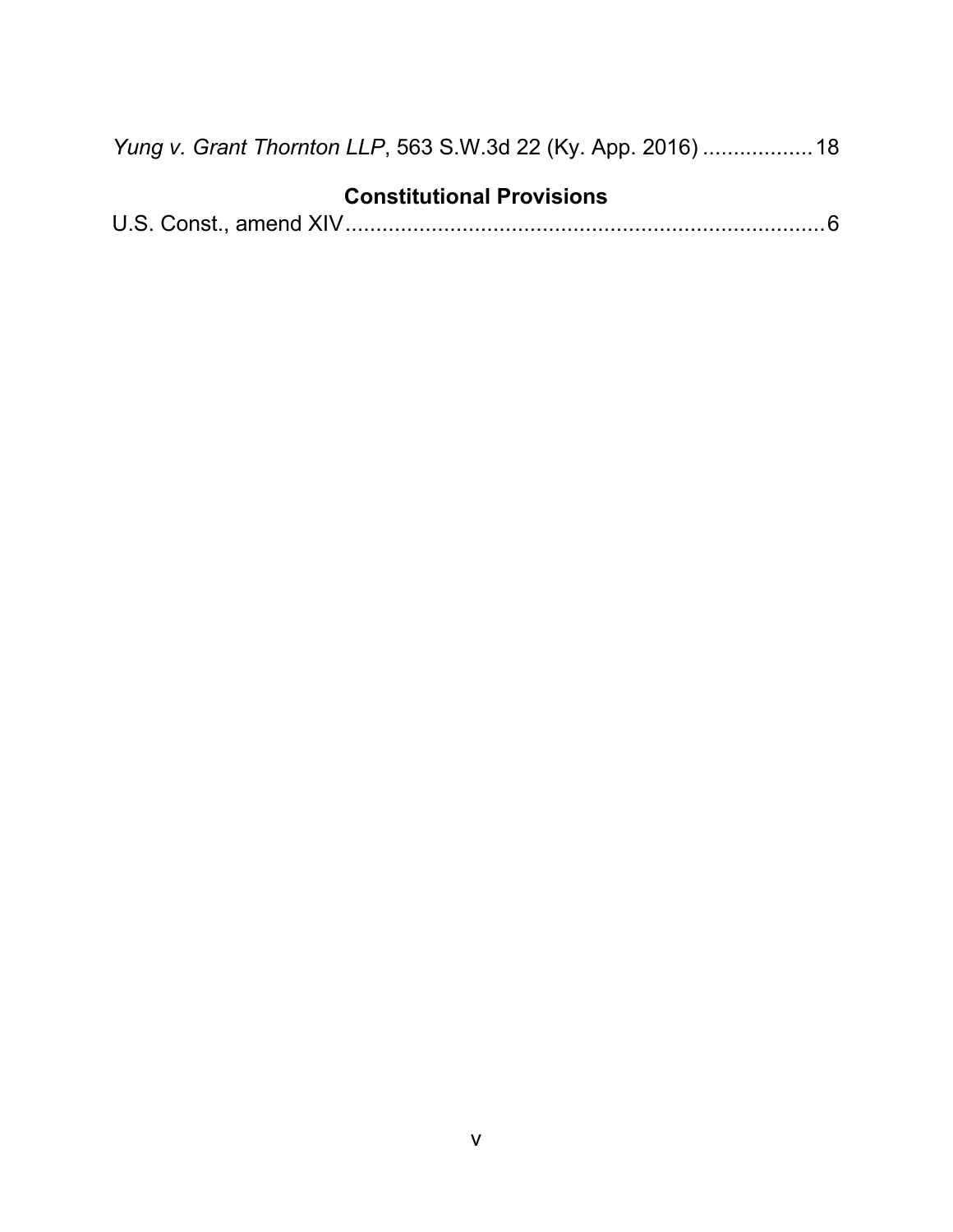*Yung v. Grant Thornton LLP*, 563 S.W.3d 22 (Ky. App. 2016) .................. 18

**Constitutional Provisions**

U.S. Const., amend XIV ................................................................................. 6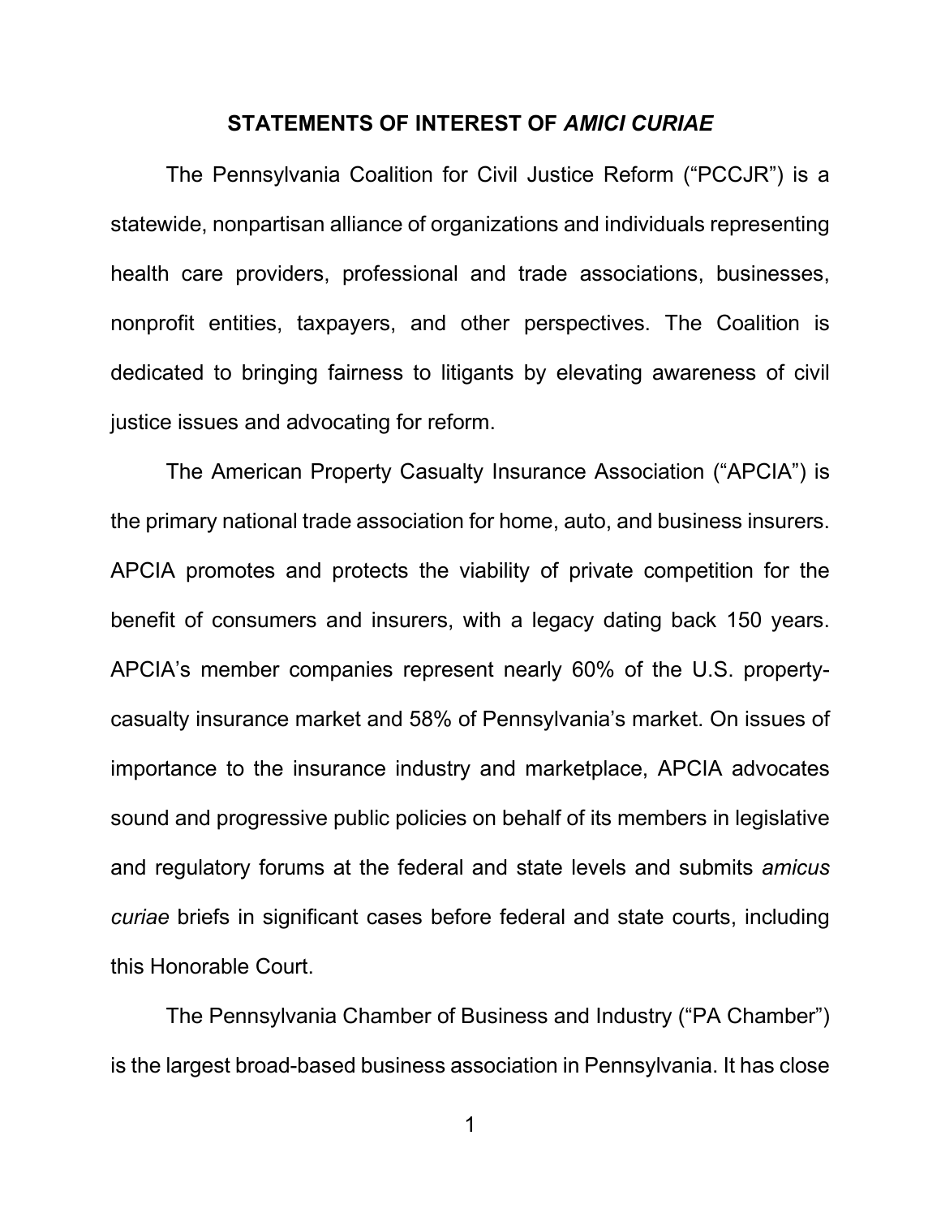## STATEMENTS OF INTEREST OF *AMICI CURIAE*

The Pennsylvania Coalition for Civil Justice Reform ("PCCJR") is a statewide, nonpartisan alliance of organizations and individuals representing health care providers, professional and trade associations, businesses, nonprofit entities, taxpayers, and other perspectives. The Coalition is dedicated to bringing fairness to litigants by elevating awareness of civil justice issues and advocating for reform.

The American Property Casualty Insurance Association ("APCIA") is the primary national trade association for home, auto, and business insurers. APCIA promotes and protects the viability of private competition for the benefit of consumers and insurers, with a legacy dating back 150 years. APCIA's member companies represent nearly 60% of the U.S. property-casualty insurance market and 58% of Pennsylvania's market. On issues of importance to the insurance industry and marketplace, APCIA advocates sound and progressive public policies on behalf of its members in legislative and regulatory forums at the federal and state levels and submits *amicus curiae* briefs in significant cases before federal and state courts, including this Honorable Court.

The Pennsylvania Chamber of Business and Industry ("PA Chamber") is the largest broad-based business association in Pennsylvania. It has close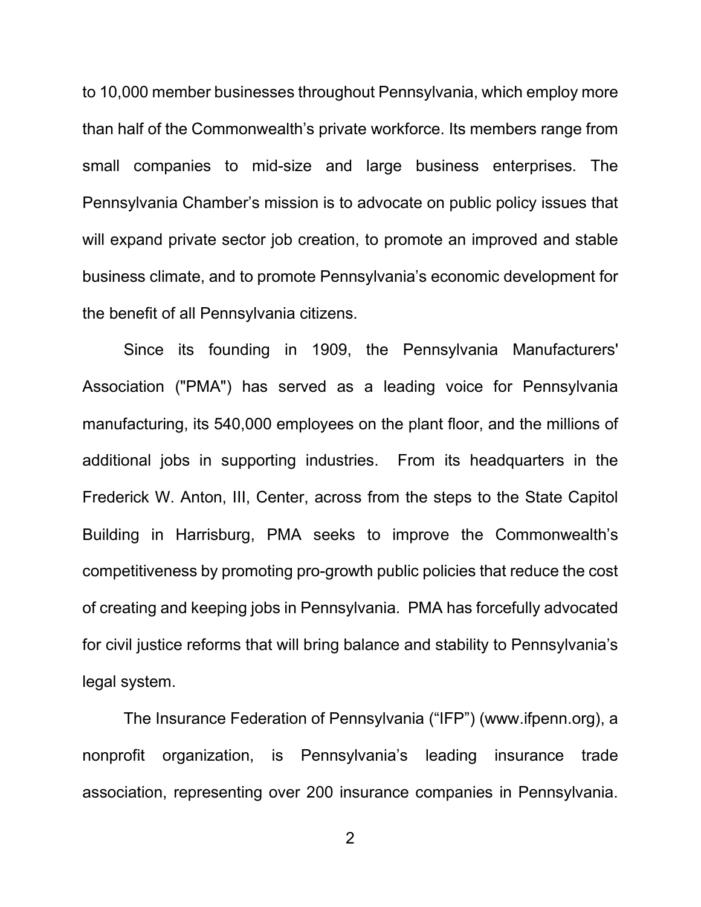to 10,000 member businesses throughout Pennsylvania, which employ more than half of the Commonwealth's private workforce. Its members range from small companies to mid-size and large business enterprises. The Pennsylvania Chamber's mission is to advocate on public policy issues that will expand private sector job creation, to promote an improved and stable business climate, and to promote Pennsylvania's economic development for the benefit of all Pennsylvania citizens.

Since its founding in 1909, the Pennsylvania Manufacturers' Association ("PMA") has served as a leading voice for Pennsylvania manufacturing, its 540,000 employees on the plant floor, and the millions of additional jobs in supporting industries. From its headquarters in the Frederick W. Anton, III, Center, across from the steps to the State Capitol Building in Harrisburg, PMA seeks to improve the Commonwealth's competitiveness by promoting pro-growth public policies that reduce the cost of creating and keeping jobs in Pennsylvania. PMA has forcefully advocated for civil justice reforms that will bring balance and stability to Pennsylvania's legal system.

The Insurance Federation of Pennsylvania ("IFP") (www.ifpenn.org), a nonprofit organization, is Pennsylvania's leading insurance trade association, representing over 200 insurance companies in Pennsylvania.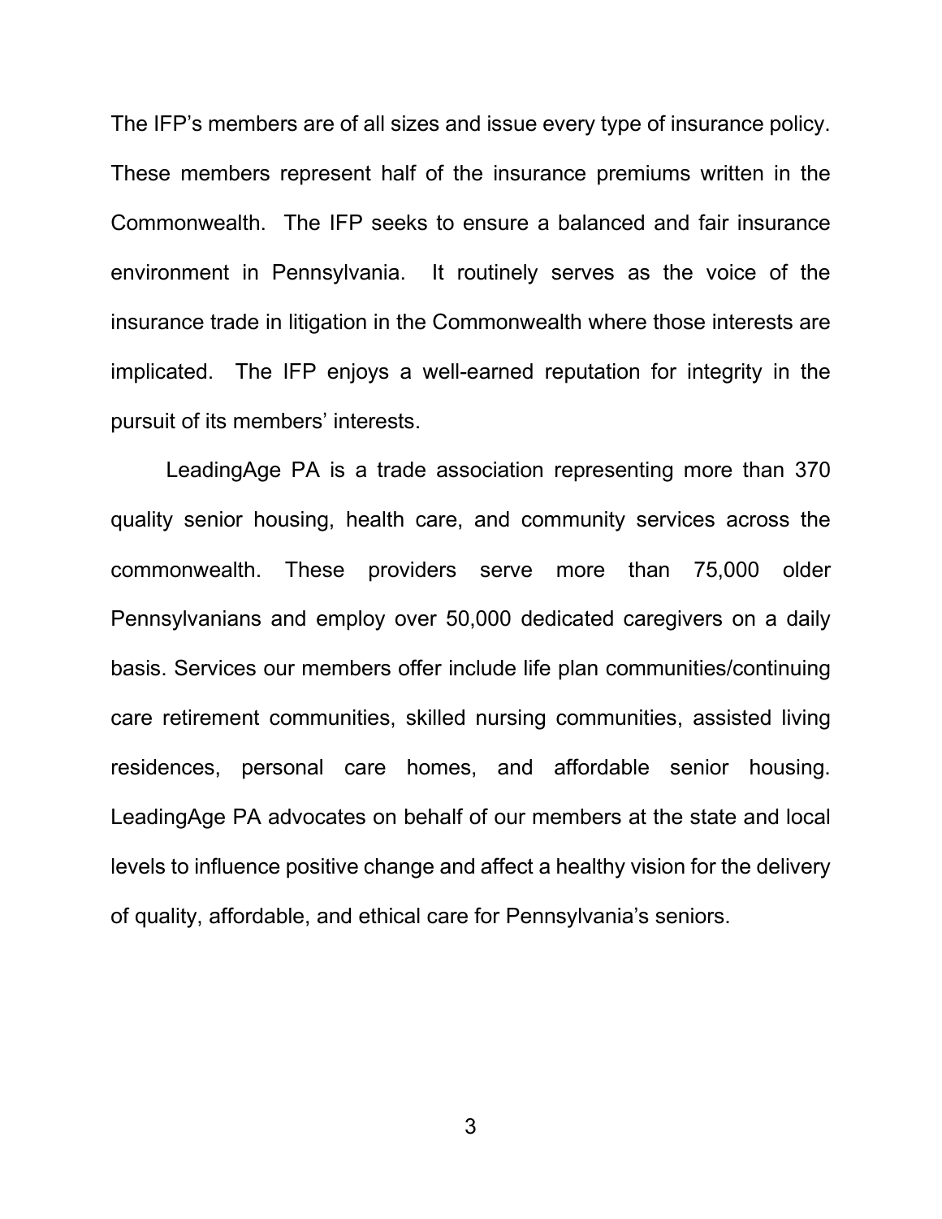The IFP's members are of all sizes and issue every type of insurance policy. These members represent half of the insurance premiums written in the Commonwealth. The IFP seeks to ensure a balanced and fair insurance environment in Pennsylvania. It routinely serves as the voice of the insurance trade in litigation in the Commonwealth where those interests are implicated. The IFP enjoys a well-earned reputation for integrity in the pursuit of its members' interests.

LeadingAge PA is a trade association representing more than 370 quality senior housing, health care, and community services across the commonwealth. These providers serve more than 75,000 older Pennsylvanians and employ over 50,000 dedicated caregivers on a daily basis. Services our members offer include life plan communities/continuing care retirement communities, skilled nursing communities, assisted living residences, personal care homes, and affordable senior housing. LeadingAge PA advocates on behalf of our members at the state and local levels to influence positive change and affect a healthy vision for the delivery of quality, affordable, and ethical care for Pennsylvania's seniors.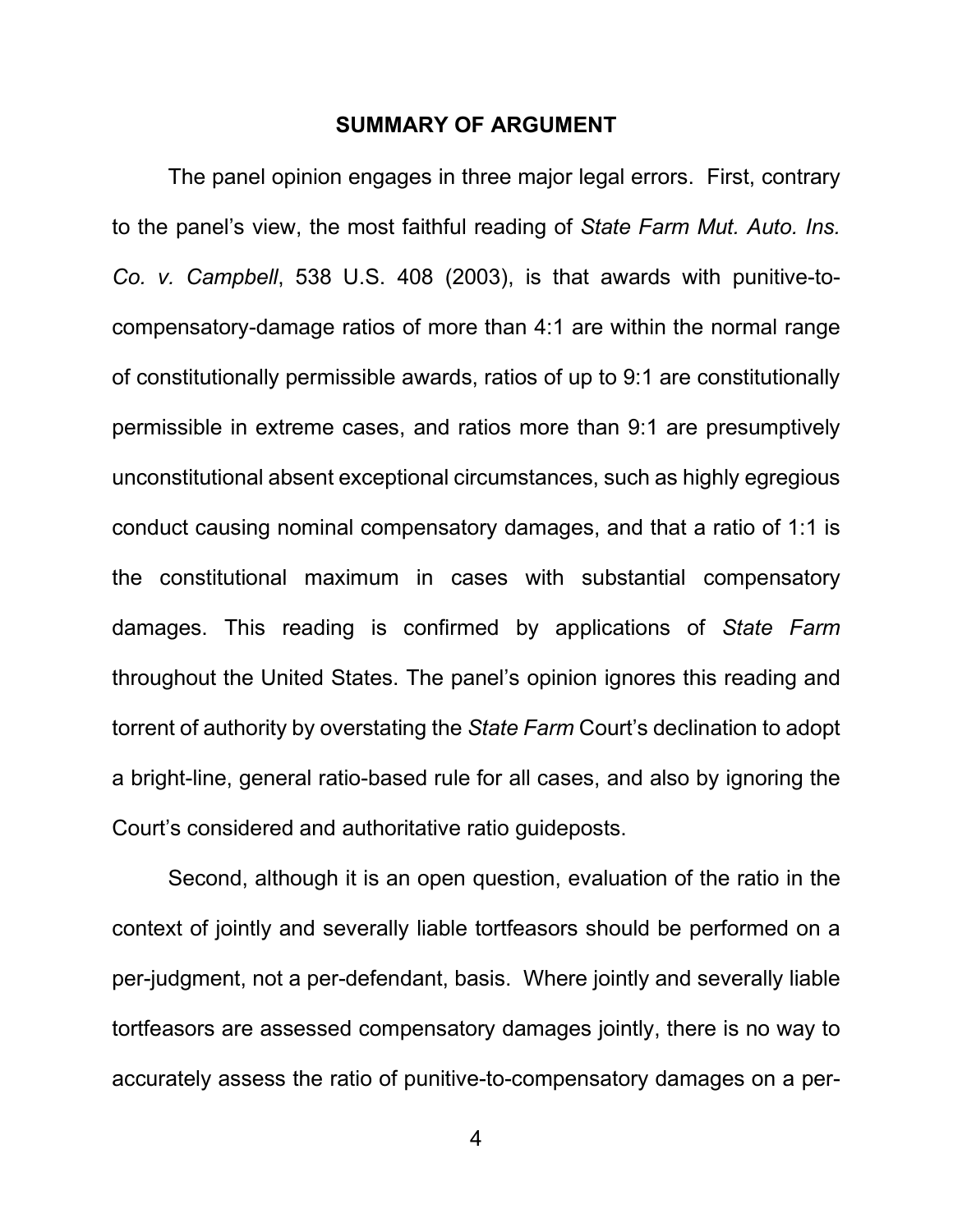## SUMMARY OF ARGUMENT

The panel opinion engages in three major legal errors. First, contrary to the panel's view, the most faithful reading of *State Farm Mut. Auto. Ins. Co. v. Campbell*, 538 U.S. 408 (2003), is that awards with punitive-to-compensatory-damage ratios of more than 4:1 are within the normal range of constitutionally permissible awards, ratios of up to 9:1 are constitutionally permissible in extreme cases, and ratios more than 9:1 are presumptively unconstitutional absent exceptional circumstances, such as highly egregious conduct causing nominal compensatory damages, and that a ratio of 1:1 is the constitutional maximum in cases with substantial compensatory damages. This reading is confirmed by applications of *State Farm* throughout the United States. The panel's opinion ignores this reading and torrent of authority by overstating the *State Farm* Court's declination to adopt a bright-line, general ratio-based rule for all cases, and also by ignoring the Court's considered and authoritative ratio guideposts.

Second, although it is an open question, evaluation of the ratio in the context of jointly and severally liable tortfeasors should be performed on a per-judgment, not a per-defendant, basis. Where jointly and severally liable tortfeasors are assessed compensatory damages jointly, there is no way to accurately assess the ratio of punitive-to-compensatory damages on a per-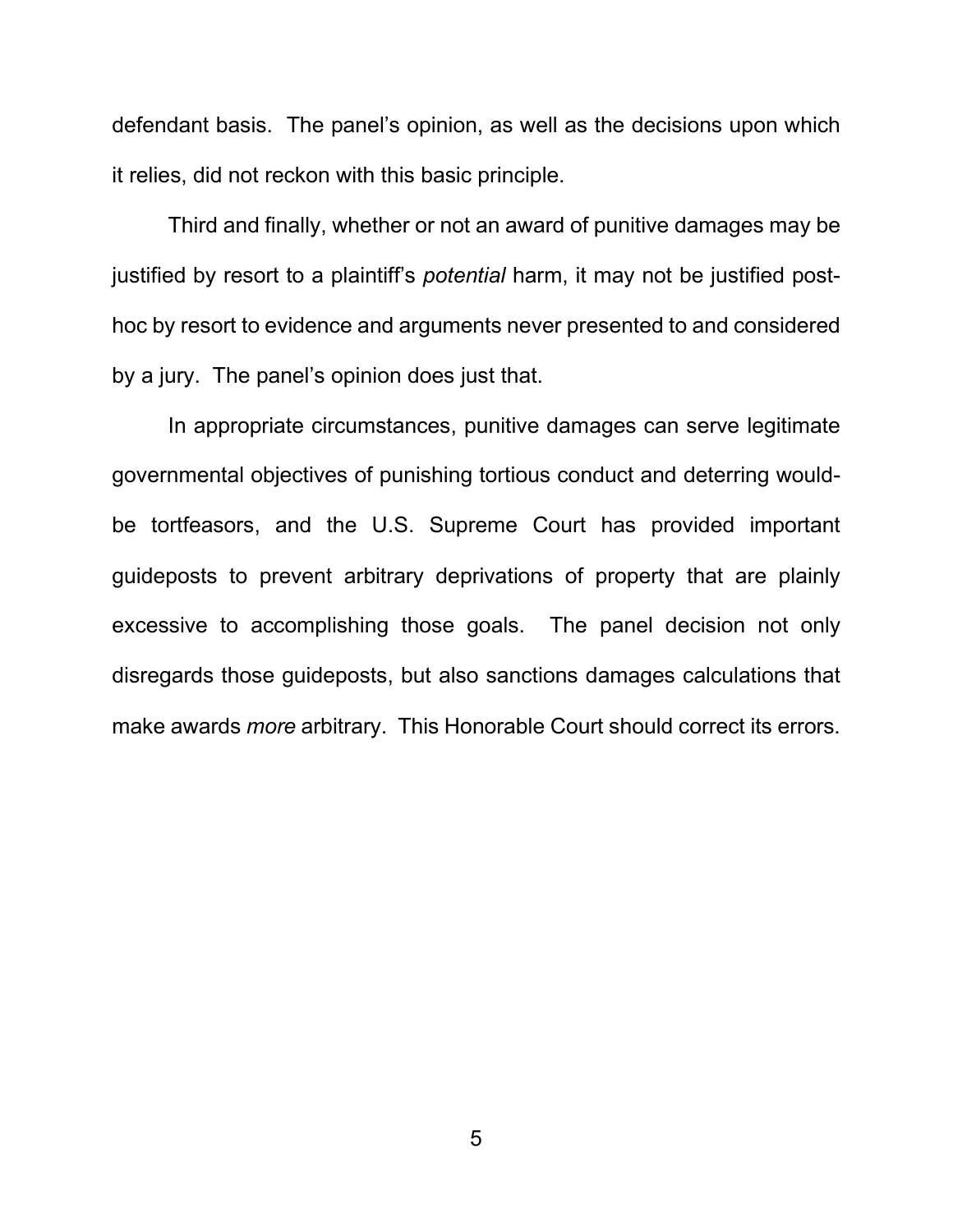defendant basis. The panel's opinion, as well as the decisions upon which it relies, did not reckon with this basic principle.

Third and finally, whether or not an award of punitive damages may be justified by resort to a plaintiff's *potential* harm, it may not be justified post-hoc by resort to evidence and arguments never presented to and considered by a jury. The panel's opinion does just that.

In appropriate circumstances, punitive damages can serve legitimate governmental objectives of punishing tortious conduct and deterring would-be tortfeasors, and the U.S. Supreme Court has provided important guideposts to prevent arbitrary deprivations of property that are plainly excessive to accomplishing those goals. The panel decision not only disregards those guideposts, but also sanctions damages calculations that make awards *more* arbitrary. This Honorable Court should correct its errors.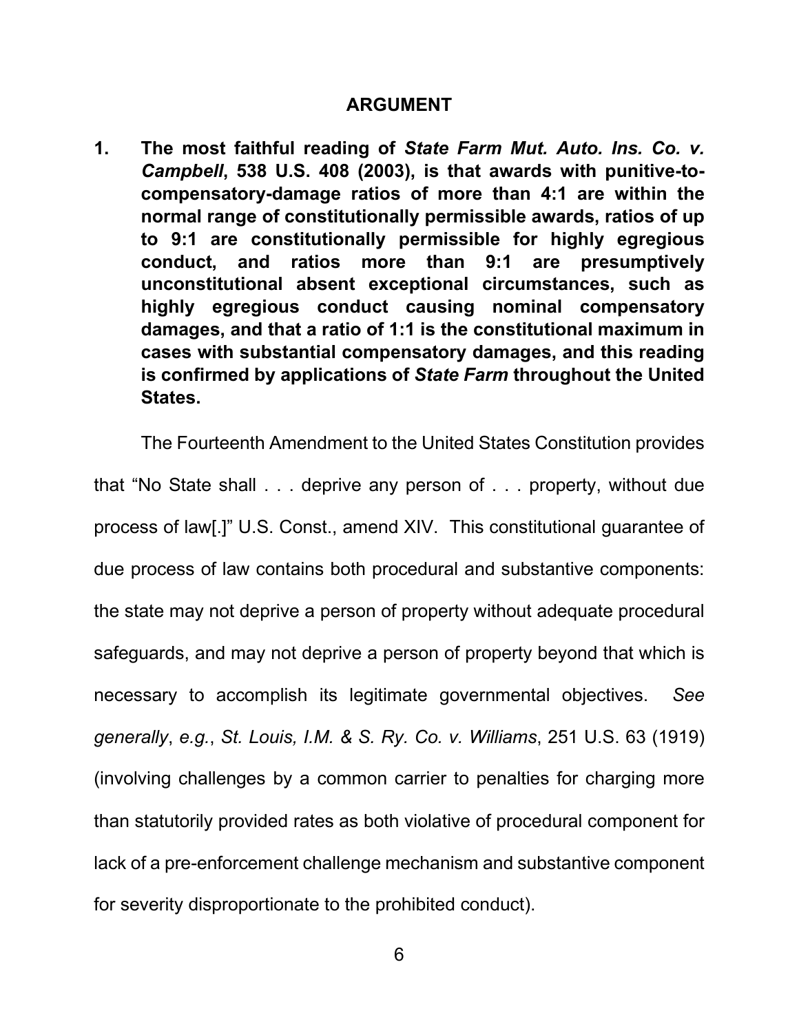## ARGUMENT

**1. The most faithful reading of *State Farm Mut. Auto. Ins. Co. v. Campbell*, 538 U.S. 408 (2003), is that awards with punitive-to-compensatory-damage ratios of more than 4:1 are within the normal range of constitutionally permissible awards, ratios of up to 9:1 are constitutionally permissible for highly egregious conduct, and ratios more than 9:1 are presumptively unconstitutional absent exceptional circumstances, such as highly egregious conduct causing nominal compensatory damages, and that a ratio of 1:1 is the constitutional maximum in cases with substantial compensatory damages, and this reading is confirmed by applications of *State Farm* throughout the United States.**

The Fourteenth Amendment to the United States Constitution provides that "No State shall . . . deprive any person of . . . property, without due process of law[.]" U.S. Const., amend XIV. This constitutional guarantee of due process of law contains both procedural and substantive components: the state may not deprive a person of property without adequate procedural safeguards, and may not deprive a person of property beyond that which is necessary to accomplish its legitimate governmental objectives. *See generally*, *e.g.*, *St. Louis, I.M. & S. Ry. Co. v. Williams*, 251 U.S. 63 (1919) (involving challenges by a common carrier to penalties for charging more than statutorily provided rates as both violative of procedural component for lack of a pre-enforcement challenge mechanism and substantive component for severity disproportionate to the prohibited conduct).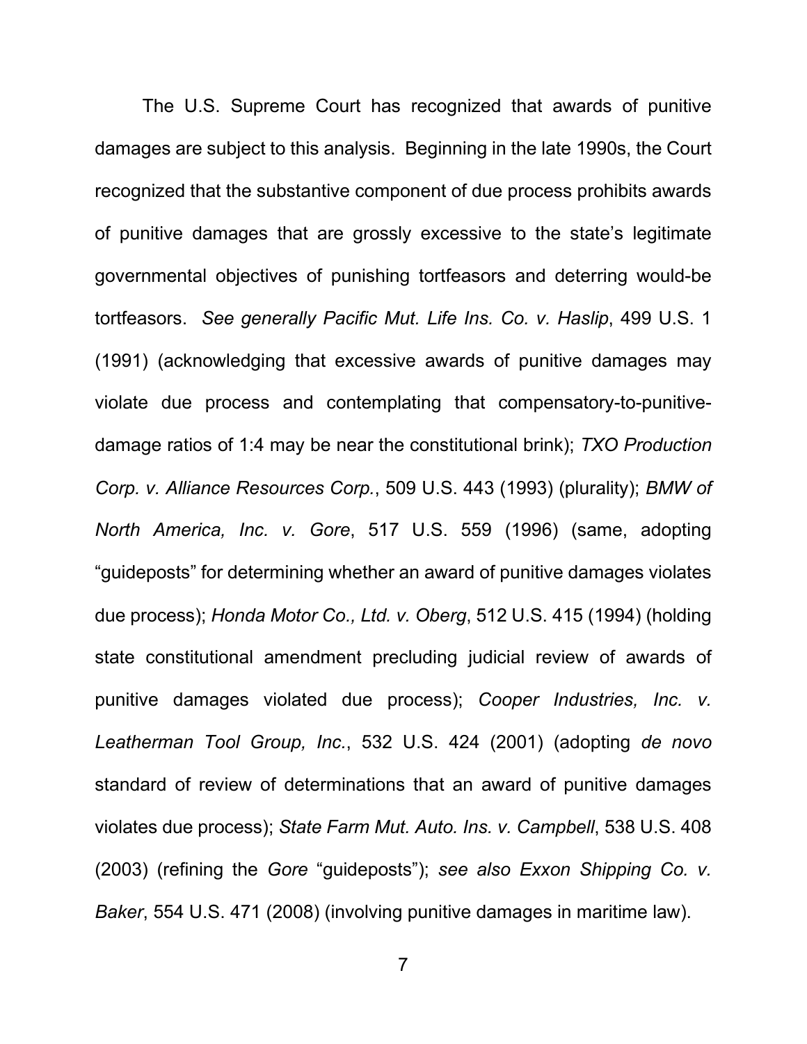The U.S. Supreme Court has recognized that awards of punitive damages are subject to this analysis. Beginning in the late 1990s, the Court recognized that the substantive component of due process prohibits awards of punitive damages that are grossly excessive to the state's legitimate governmental objectives of punishing tortfeasors and deterring would-be tortfeasors. *See generally Pacific Mut. Life Ins. Co. v. Haslip*, 499 U.S. 1 (1991) (acknowledging that excessive awards of punitive damages may violate due process and contemplating that compensatory-to-punitive-damage ratios of 1:4 may be near the constitutional brink); *TXO Production Corp. v. Alliance Resources Corp.*, 509 U.S. 443 (1993) (plurality); *BMW of North America, Inc. v. Gore*, 517 U.S. 559 (1996) (same, adopting "guideposts" for determining whether an award of punitive damages violates due process); *Honda Motor Co., Ltd. v. Oberg*, 512 U.S. 415 (1994) (holding state constitutional amendment precluding judicial review of awards of punitive damages violated due process); *Cooper Industries, Inc. v. Leatherman Tool Group, Inc.*, 532 U.S. 424 (2001) (adopting *de novo* standard of review of determinations that an award of punitive damages violates due process); *State Farm Mut. Auto. Ins. v. Campbell*, 538 U.S. 408 (2003) (refining the *Gore* "guideposts"); *see also Exxon Shipping Co. v. Baker*, 554 U.S. 471 (2008) (involving punitive damages in maritime law).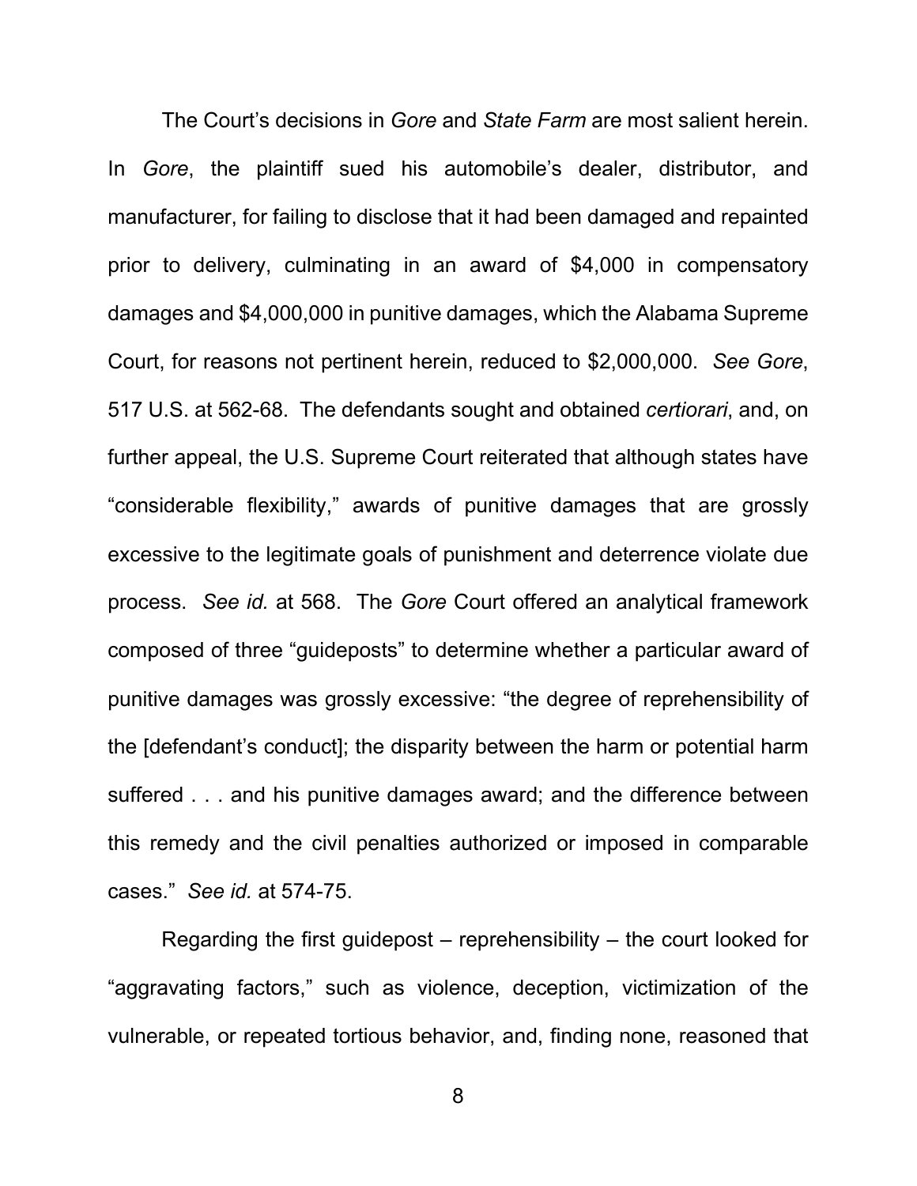The Court's decisions in *Gore* and *State Farm* are most salient herein. In *Gore*, the plaintiff sued his automobile's dealer, distributor, and manufacturer, for failing to disclose that it had been damaged and repainted prior to delivery, culminating in an award of $4,000 in compensatory damages and $4,000,000 in punitive damages, which the Alabama Supreme Court, for reasons not pertinent herein, reduced to $2,000,000. *See Gore*, 517 U.S. at 562-68. The defendants sought and obtained *certiorari*, and, on further appeal, the U.S. Supreme Court reiterated that although states have "considerable flexibility," awards of punitive damages that are grossly excessive to the legitimate goals of punishment and deterrence violate due process. *See id.* at 568. The *Gore* Court offered an analytical framework composed of three "guideposts" to determine whether a particular award of punitive damages was grossly excessive: "the degree of reprehensibility of the [defendant's conduct]; the disparity between the harm or potential harm suffered . . . and his punitive damages award; and the difference between this remedy and the civil penalties authorized or imposed in comparable cases." *See id.* at 574-75.

Regarding the first guidepost – reprehensibility – the court looked for "aggravating factors," such as violence, deception, victimization of the vulnerable, or repeated tortious behavior, and, finding none, reasoned that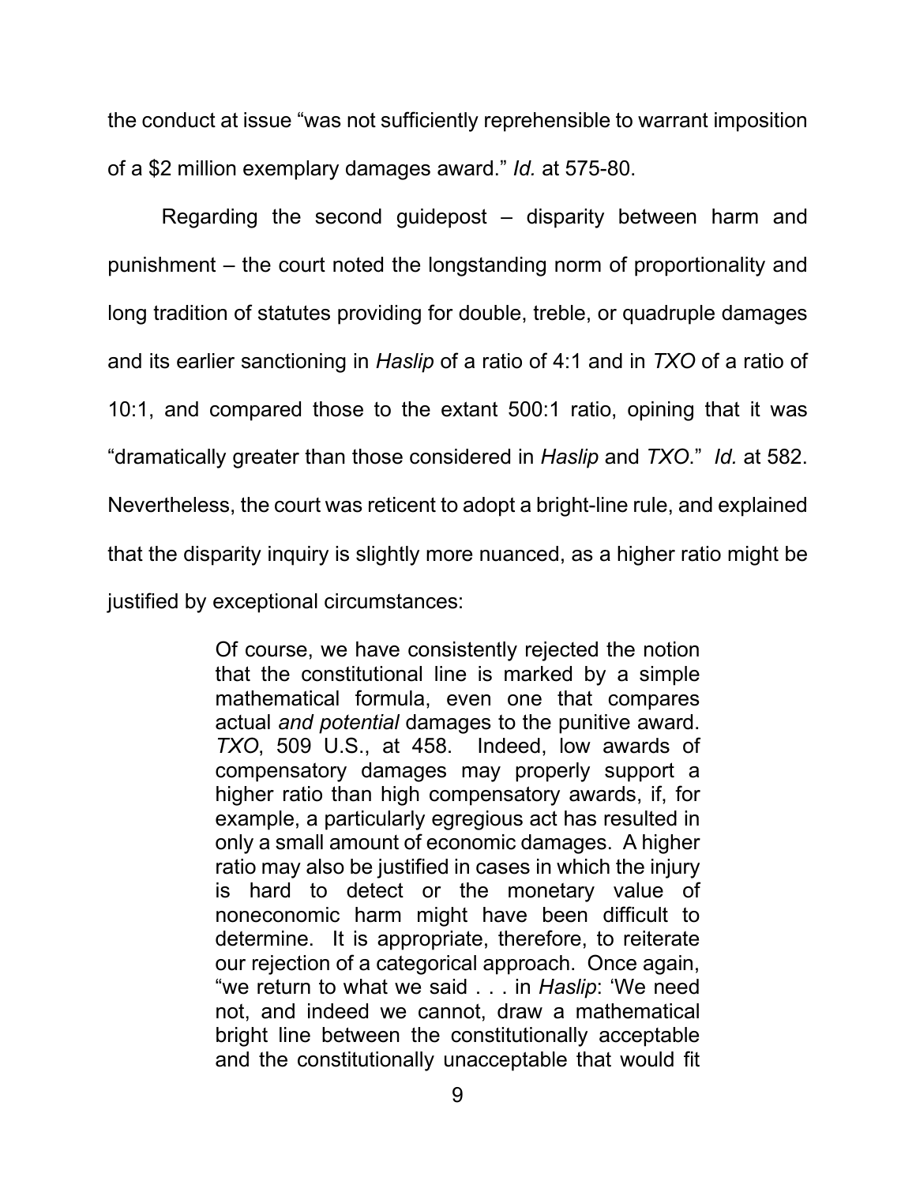the conduct at issue "was not sufficiently reprehensible to warrant imposition of a $2 million exemplary damages award." *Id.* at 575-80.

Regarding the second guidepost – disparity between harm and punishment – the court noted the longstanding norm of proportionality and long tradition of statutes providing for double, treble, or quadruple damages and its earlier sanctioning in *Haslip* of a ratio of 4:1 and in *TXO* of a ratio of 10:1, and compared those to the extant 500:1 ratio, opining that it was "dramatically greater than those considered in *Haslip* and *TXO*." *Id.* at 582. Nevertheless, the court was reticent to adopt a bright-line rule, and explained that the disparity inquiry is slightly more nuanced, as a higher ratio might be justified by exceptional circumstances:

> Of course, we have consistently rejected the notion that the constitutional line is marked by a simple mathematical formula, even one that compares actual *and potential* damages to the punitive award. *TXO*, 509 U.S., at 458. Indeed, low awards of compensatory damages may properly support a higher ratio than high compensatory awards, if, for example, a particularly egregious act has resulted in only a small amount of economic damages. A higher ratio may also be justified in cases in which the injury is hard to detect or the monetary value of noneconomic harm might have been difficult to determine. It is appropriate, therefore, to reiterate our rejection of a categorical approach. Once again, "we return to what we said . . . in *Haslip*: 'We need not, and indeed we cannot, draw a mathematical bright line between the constitutionally acceptable and the constitutionally unacceptable that would fit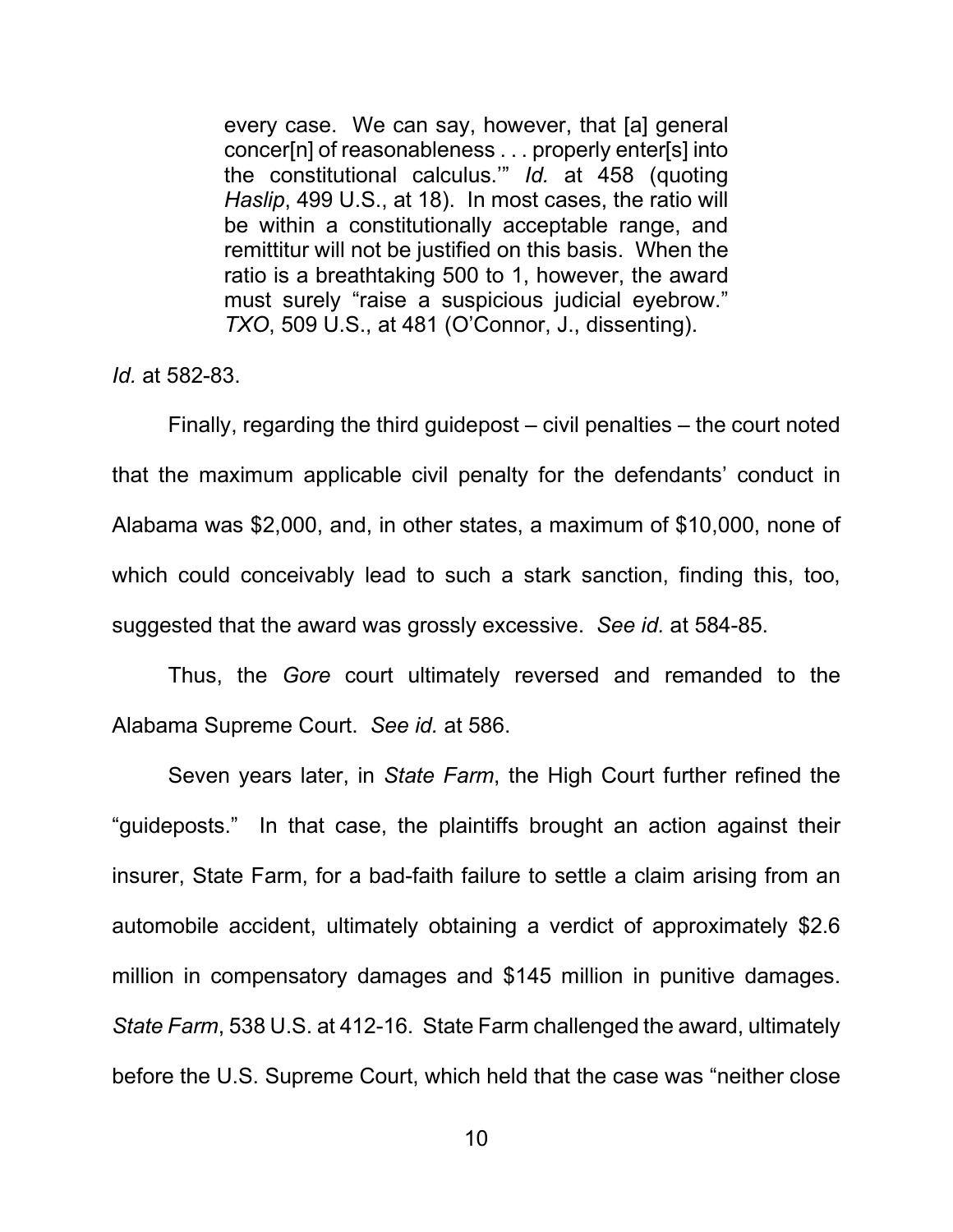> every case. We can say, however, that [a] general concer[n] of reasonableness . . . properly enter[s] into the constitutional calculus.'" *Id.* at 458 (quoting *Haslip*, 499 U.S., at 18). In most cases, the ratio will be within a constitutionally acceptable range, and remittitur will not be justified on this basis. When the ratio is a breathtaking 500 to 1, however, the award must surely "raise a suspicious judicial eyebrow." *TXO*, 509 U.S., at 481 (O'Connor, J., dissenting).

*Id.* at 582-83.

Finally, regarding the third guidepost – civil penalties – the court noted that the maximum applicable civil penalty for the defendants' conduct in Alabama was $2,000, and, in other states, a maximum of $10,000, none of which could conceivably lead to such a stark sanction, finding this, too, suggested that the award was grossly excessive. *See id.* at 584-85.

Thus, the *Gore* court ultimately reversed and remanded to the Alabama Supreme Court. *See id.* at 586.

Seven years later, in *State Farm*, the High Court further refined the "guideposts." In that case, the plaintiffs brought an action against their insurer, State Farm, for a bad-faith failure to settle a claim arising from an automobile accident, ultimately obtaining a verdict of approximately $2.6 million in compensatory damages and $145 million in punitive damages. *State Farm*, 538 U.S. at 412-16. State Farm challenged the award, ultimately before the U.S. Supreme Court, which held that the case was "neither close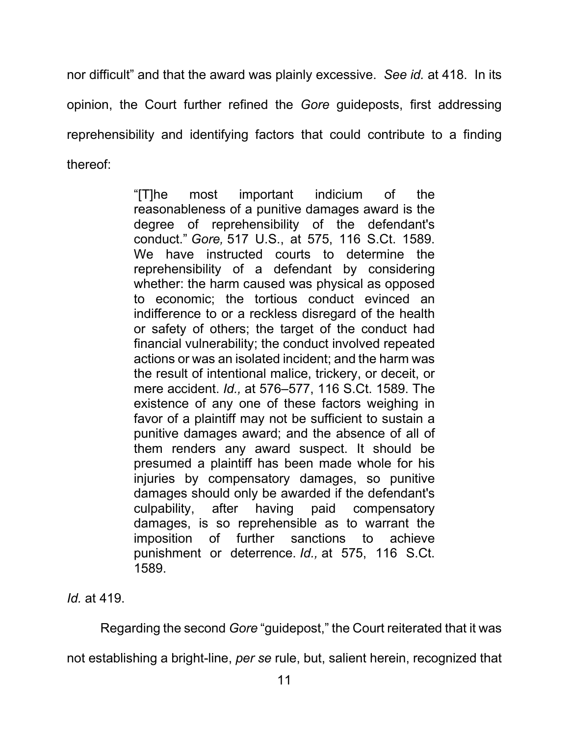nor difficult" and that the award was plainly excessive. *See id.* at 418. In its opinion, the Court further refined the *Gore* guideposts, first addressing reprehensibility and identifying factors that could contribute to a finding thereof:

> "[T]he most important indicium of the reasonableness of a punitive damages award is the degree of reprehensibility of the defendant's conduct." *Gore,* 517 U.S., at 575, 116 S.Ct. 1589. We have instructed courts to determine the reprehensibility of a defendant by considering whether: the harm caused was physical as opposed to economic; the tortious conduct evinced an indifference to or a reckless disregard of the health or safety of others; the target of the conduct had financial vulnerability; the conduct involved repeated actions or was an isolated incident; and the harm was the result of intentional malice, trickery, or deceit, or mere accident. *Id.,* at 576–577, 116 S.Ct. 1589. The existence of any one of these factors weighing in favor of a plaintiff may not be sufficient to sustain a punitive damages award; and the absence of all of them renders any award suspect. It should be presumed a plaintiff has been made whole for his injuries by compensatory damages, so punitive damages should only be awarded if the defendant's culpability, after having paid compensatory damages, is so reprehensible as to warrant the imposition of further sanctions to achieve punishment or deterrence. *Id.,* at 575, 116 S.Ct. 1589.

*Id.* at 419.

Regarding the second *Gore* "guidepost," the Court reiterated that it was not establishing a bright-line, *per se* rule, but, salient herein, recognized that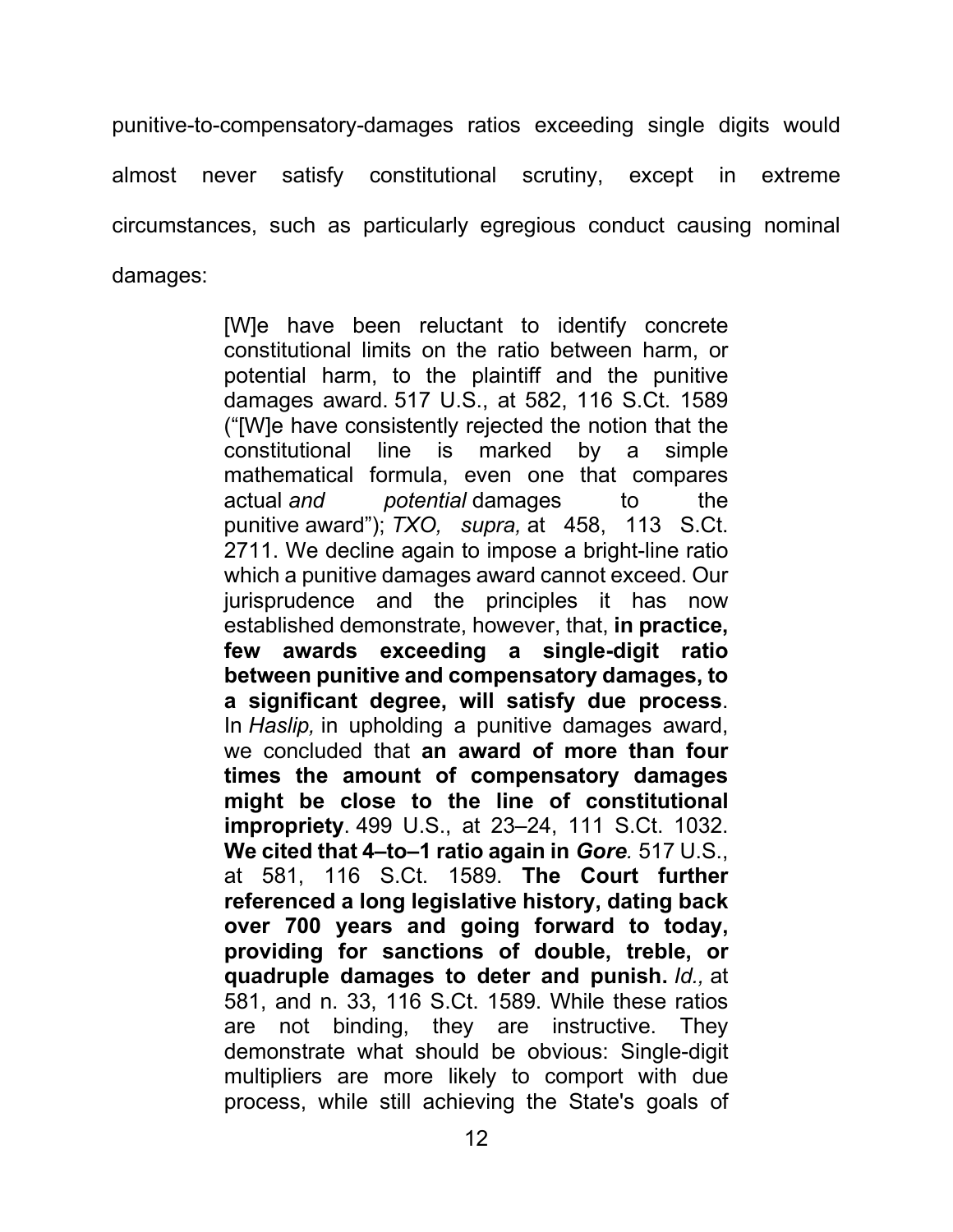punitive-to-compensatory-damages ratios exceeding single digits would almost never satisfy constitutional scrutiny, except in extreme circumstances, such as particularly egregious conduct causing nominal damages:

> [W]e have been reluctant to identify concrete constitutional limits on the ratio between harm, or potential harm, to the plaintiff and the punitive damages award. 517 U.S., at 582, 116 S.Ct. 1589 ("[W]e have consistently rejected the notion that the constitutional line is marked by a simple mathematical formula, even one that compares actual *and potential* damages to the punitive award"); *TXO, supra,* at 458, 113 S.Ct. 2711. We decline again to impose a bright-line ratio which a punitive damages award cannot exceed. Our jurisprudence and the principles it has now established demonstrate, however, that, **in practice, few awards exceeding a single-digit ratio between punitive and compensatory damages, to a significant degree, will satisfy due process**. In *Haslip,* in upholding a punitive damages award, we concluded that **an award of more than four times the amount of compensatory damages might be close to the line of constitutional impropriety**. 499 U.S., at 23–24, 111 S.Ct. 1032. **We cited that 4–to–1 ratio again in *Gore.*** 517 U.S., at 581, 116 S.Ct. 1589. **The Court further referenced a long legislative history, dating back over 700 years and going forward to today, providing for sanctions of double, treble, or quadruple damages to deter and punish.** *Id.,* at 581, and n. 33, 116 S.Ct. 1589. While these ratios are not binding, they are instructive. They demonstrate what should be obvious: Single-digit multipliers are more likely to comport with due process, while still achieving the State's goals of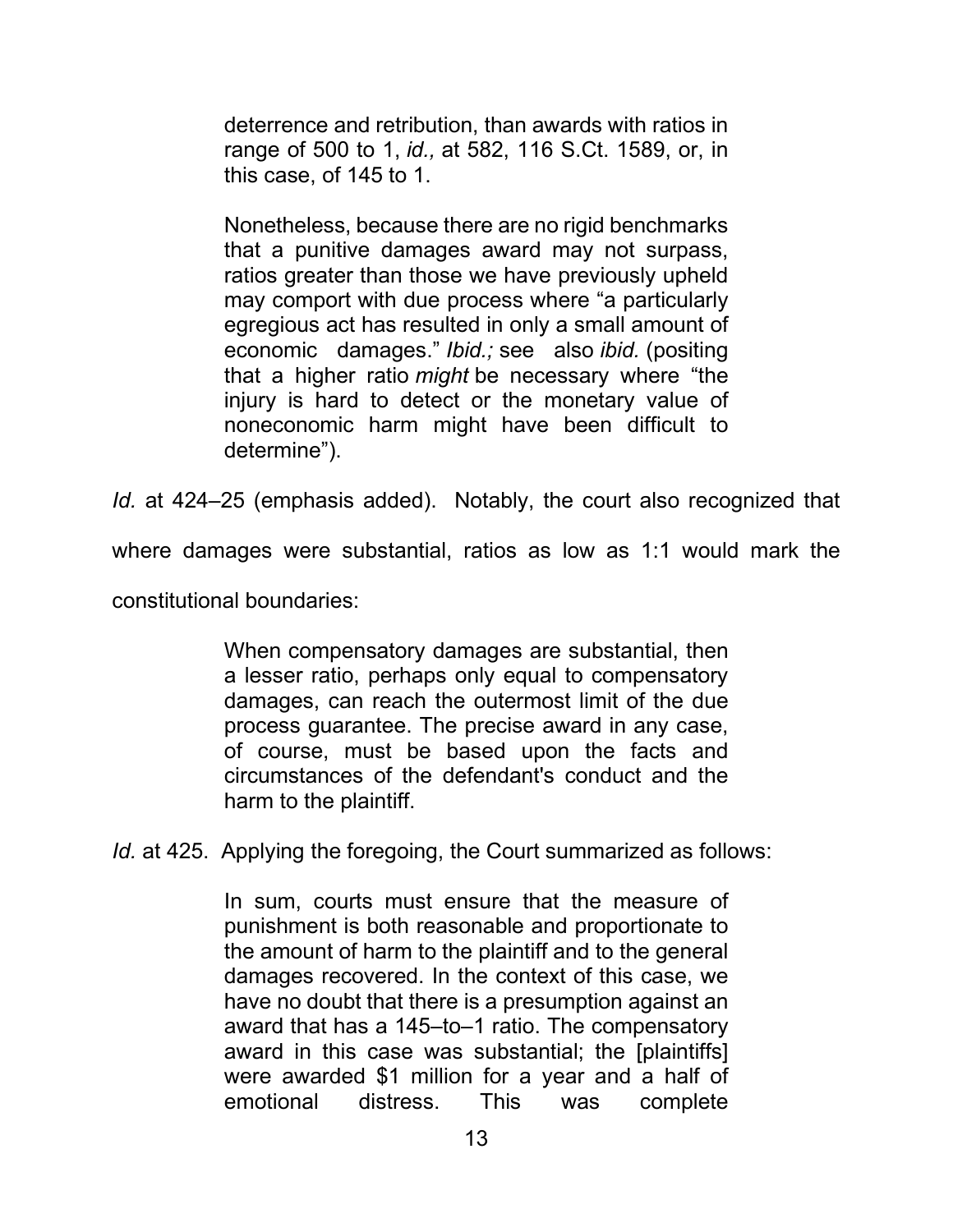> deterrence and retribution, than awards with ratios in range of 500 to 1, *id.,* at 582, 116 S.Ct. 1589, or, in this case, of 145 to 1.
>
> Nonetheless, because there are no rigid benchmarks that a punitive damages award may not surpass, ratios greater than those we have previously upheld may comport with due process where "a particularly egregious act has resulted in only a small amount of economic damages." *Ibid.;* see also *ibid.* (positing that a higher ratio *might* be necessary where "the injury is hard to detect or the monetary value of noneconomic harm might have been difficult to determine").

*Id.* at 424–25 (emphasis added). Notably, the court also recognized that where damages were substantial, ratios as low as 1:1 would mark the constitutional boundaries:

> When compensatory damages are substantial, then a lesser ratio, perhaps only equal to compensatory damages, can reach the outermost limit of the due process guarantee. The precise award in any case, of course, must be based upon the facts and circumstances of the defendant's conduct and the harm to the plaintiff.

*Id.* at 425. Applying the foregoing, the Court summarized as follows:

> In sum, courts must ensure that the measure of punishment is both reasonable and proportionate to the amount of harm to the plaintiff and to the general damages recovered. In the context of this case, we have no doubt that there is a presumption against an award that has a 145–to–1 ratio. The compensatory award in this case was substantial; the [plaintiffs] were awarded $1 million for a year and a half of emotional distress. This was complete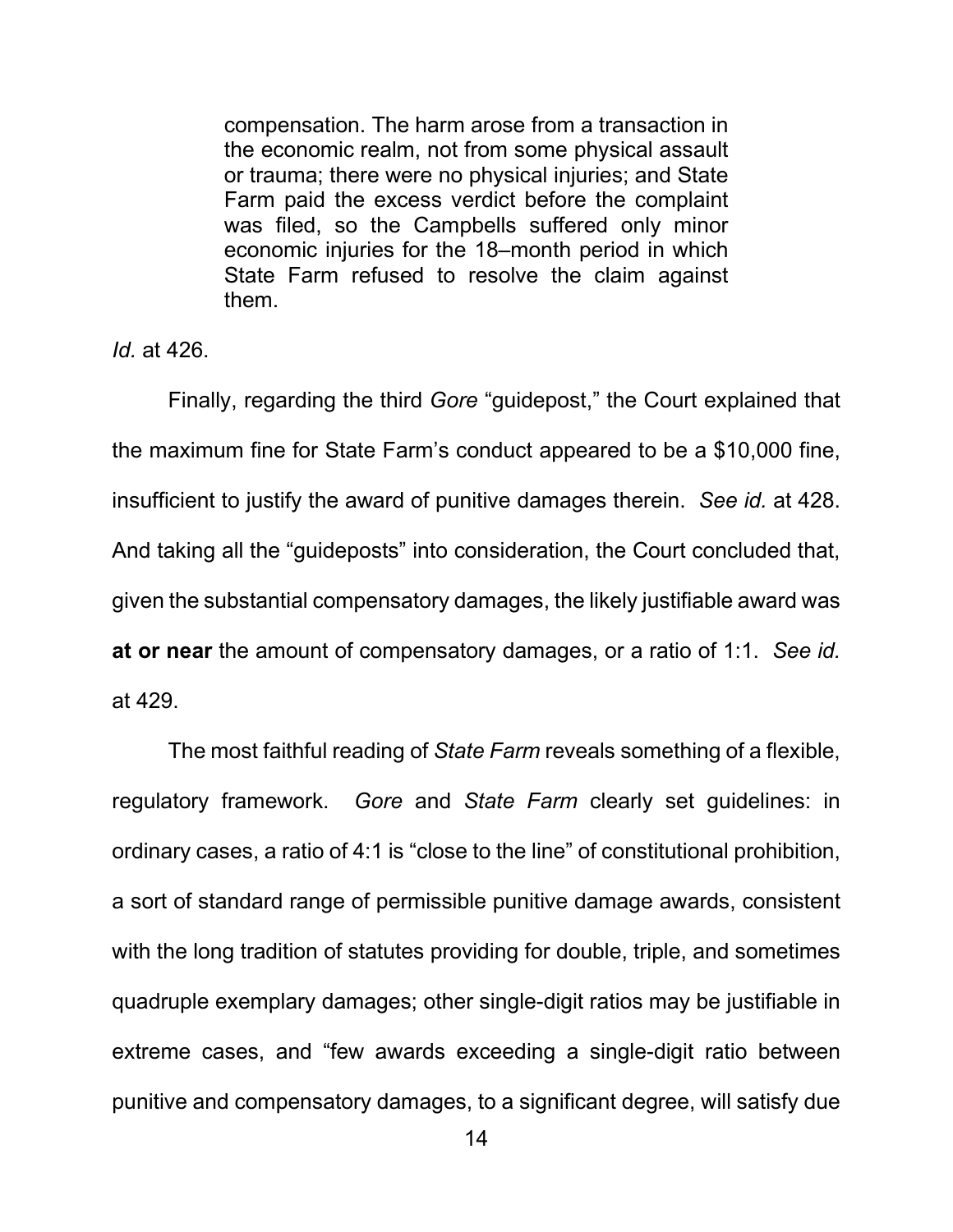> compensation. The harm arose from a transaction in the economic realm, not from some physical assault or trauma; there were no physical injuries; and State Farm paid the excess verdict before the complaint was filed, so the Campbells suffered only minor economic injuries for the 18–month period in which State Farm refused to resolve the claim against them.

*Id.* at 426.

Finally, regarding the third *Gore* "guidepost," the Court explained that the maximum fine for State Farm's conduct appeared to be a $10,000 fine, insufficient to justify the award of punitive damages therein. *See id.* at 428. And taking all the "guideposts" into consideration, the Court concluded that, given the substantial compensatory damages, the likely justifiable award was **at or near** the amount of compensatory damages, or a ratio of 1:1. *See id.* at 429.

The most faithful reading of *State Farm* reveals something of a flexible, regulatory framework. *Gore* and *State Farm* clearly set guidelines: in ordinary cases, a ratio of 4:1 is "close to the line" of constitutional prohibition, a sort of standard range of permissible punitive damage awards, consistent with the long tradition of statutes providing for double, triple, and sometimes quadruple exemplary damages; other single-digit ratios may be justifiable in extreme cases, and "few awards exceeding a single-digit ratio between punitive and compensatory damages, to a significant degree, will satisfy due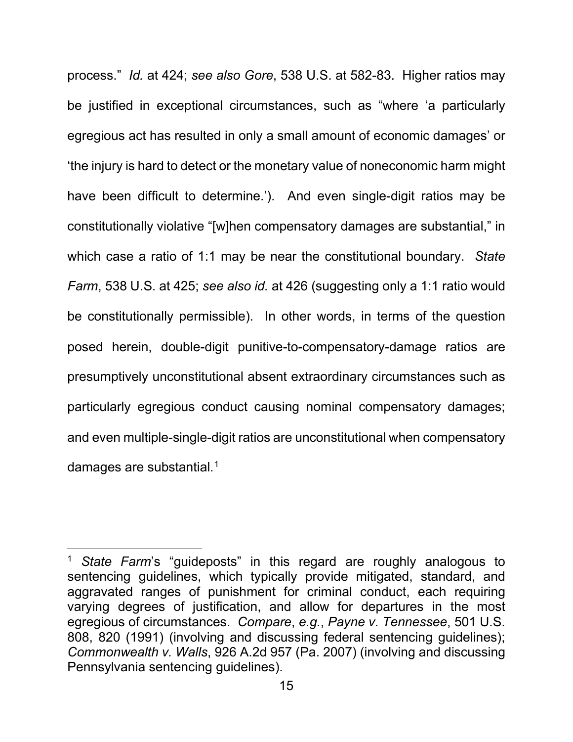process." *Id.* at 424; *see also Gore*, 538 U.S. at 582-83. Higher ratios may be justified in exceptional circumstances, such as "where 'a particularly egregious act has resulted in only a small amount of economic damages' or 'the injury is hard to detect or the monetary value of noneconomic harm might have been difficult to determine.'). And even single-digit ratios may be constitutionally violative "[w]hen compensatory damages are substantial," in which case a ratio of 1:1 may be near the constitutional boundary. *State Farm*, 538 U.S. at 425; *see also id.* at 426 (suggesting only a 1:1 ratio would be constitutionally permissible). In other words, in terms of the question posed herein, double-digit punitive-to-compensatory-damage ratios are presumptively unconstitutional absent extraordinary circumstances such as particularly egregious conduct causing nominal compensatory damages; and even multiple-single-digit ratios are unconstitutional when compensatory damages are substantial.[1]

---

[1] *State Farm*'s "guideposts" in this regard are roughly analogous to sentencing guidelines, which typically provide mitigated, standard, and aggravated ranges of punishment for criminal conduct, each requiring varying degrees of justification, and allow for departures in the most egregious of circumstances. *Compare*, *e.g.*, *Payne v. Tennessee*, 501 U.S. 808, 820 (1991) (involving and discussing federal sentencing guidelines); *Commonwealth v. Walls*, 926 A.2d 957 (Pa. 2007) (involving and discussing Pennsylvania sentencing guidelines).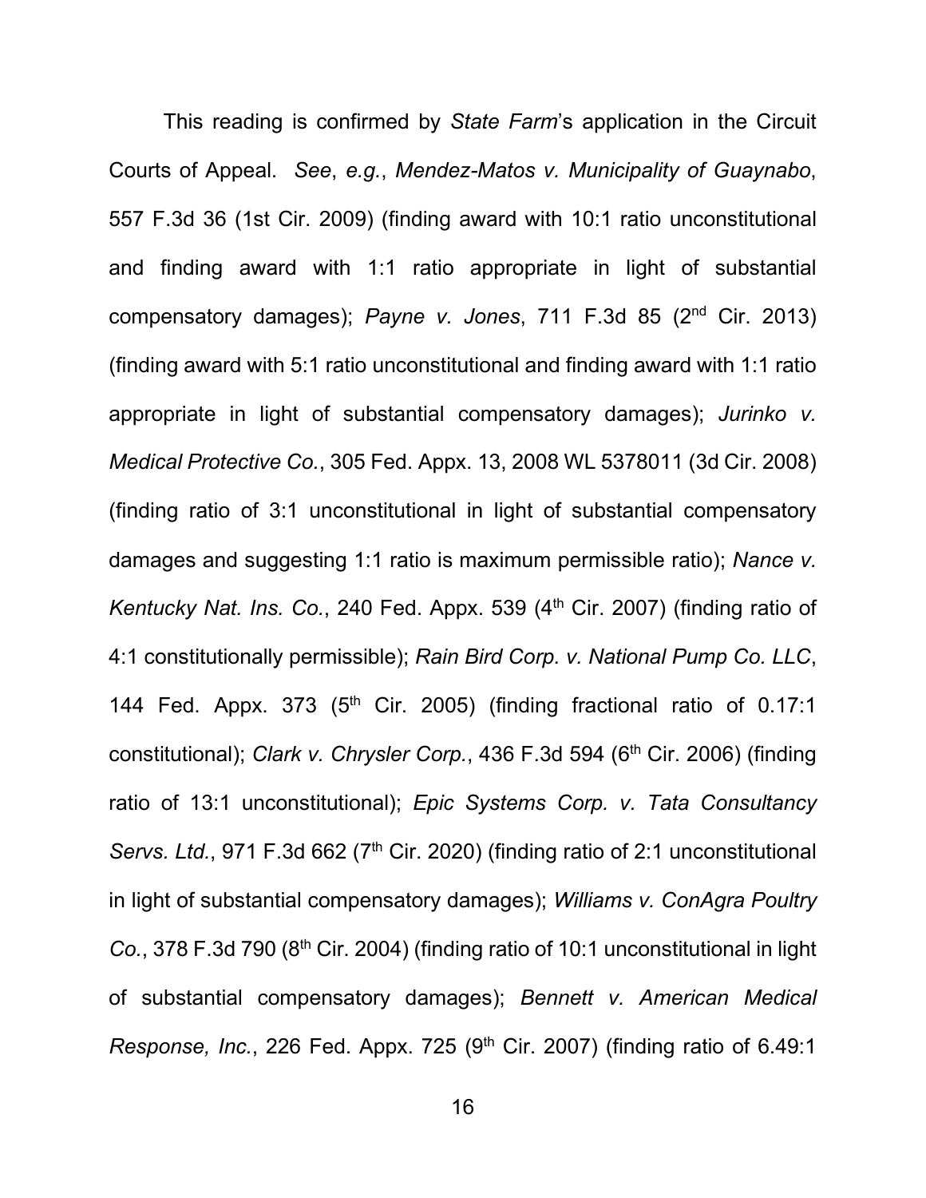This reading is confirmed by *State Farm*'s application in the Circuit Courts of Appeal. *See*, *e.g.*, *Mendez-Matos v. Municipality of Guaynabo*, 557 F.3d 36 (1st Cir. 2009) (finding award with 10:1 ratio unconstitutional and finding award with 1:1 ratio appropriate in light of substantial compensatory damages); *Payne v. Jones*, 711 F.3d 85 (2nd Cir. 2013) (finding award with 5:1 ratio unconstitutional and finding award with 1:1 ratio appropriate in light of substantial compensatory damages); *Jurinko v. Medical Protective Co.*, 305 Fed. Appx. 13, 2008 WL 5378011 (3d Cir. 2008) (finding ratio of 3:1 unconstitutional in light of substantial compensatory damages and suggesting 1:1 ratio is maximum permissible ratio); *Nance v. Kentucky Nat. Ins. Co.*, 240 Fed. Appx. 539 (4th Cir. 2007) (finding ratio of 4:1 constitutionally permissible); *Rain Bird Corp. v. National Pump Co. LLC*, 144 Fed. Appx. 373 (5th Cir. 2005) (finding fractional ratio of 0.17:1 constitutional); *Clark v. Chrysler Corp.*, 436 F.3d 594 (6th Cir. 2006) (finding ratio of 13:1 unconstitutional); *Epic Systems Corp. v. Tata Consultancy Servs. Ltd.*, 971 F.3d 662 (7th Cir. 2020) (finding ratio of 2:1 unconstitutional in light of substantial compensatory damages); *Williams v. ConAgra Poultry Co.*, 378 F.3d 790 (8th Cir. 2004) (finding ratio of 10:1 unconstitutional in light of substantial compensatory damages); *Bennett v. American Medical Response, Inc.*, 226 Fed. Appx. 725 (9th Cir. 2007) (finding ratio of 6.49:1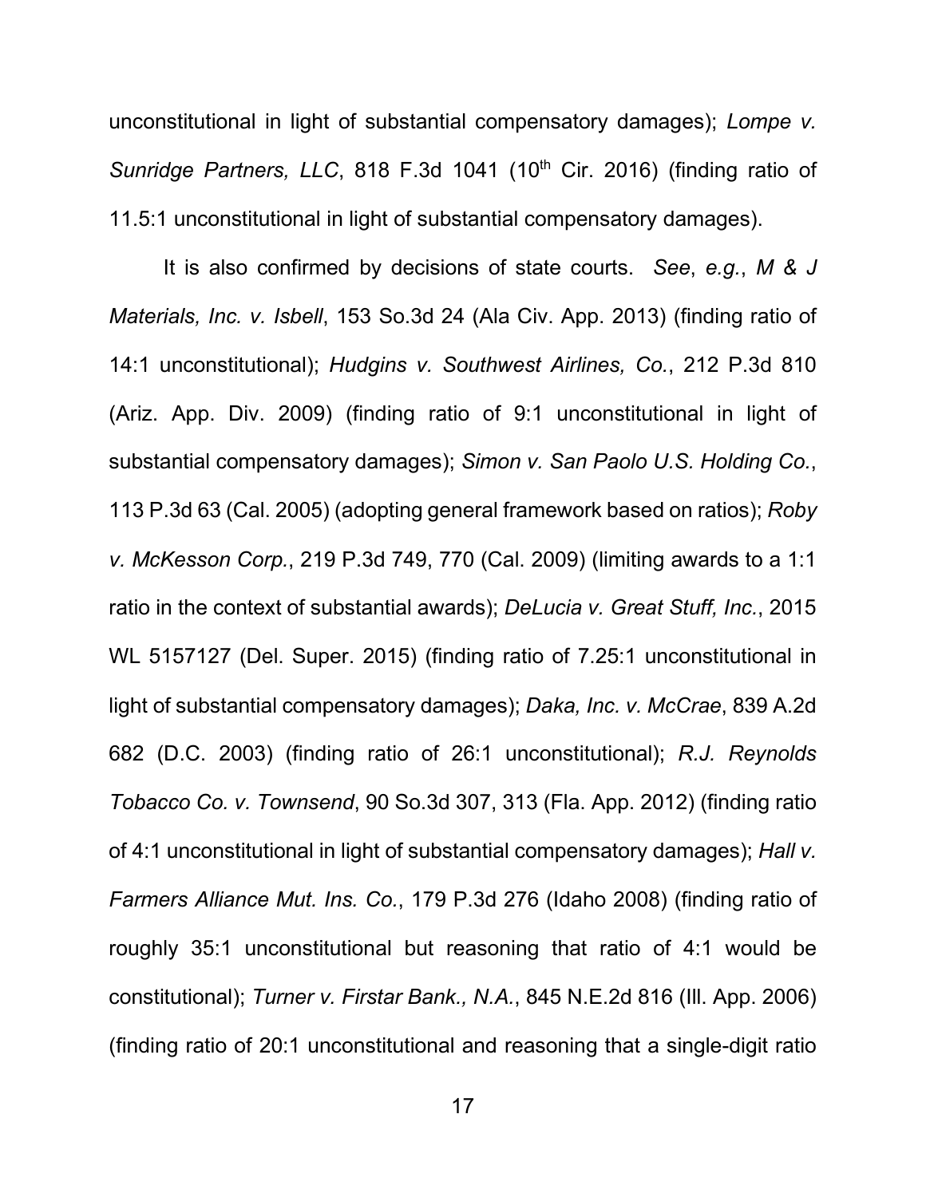unconstitutional in light of substantial compensatory damages); *Lompe v. Sunridge Partners, LLC*, 818 F.3d 1041 (10th Cir. 2016) (finding ratio of 11.5:1 unconstitutional in light of substantial compensatory damages).

It is also confirmed by decisions of state courts. *See*, *e.g.*, *M & J Materials, Inc. v. Isbell*, 153 So.3d 24 (Ala Civ. App. 2013) (finding ratio of 14:1 unconstitutional); *Hudgins v. Southwest Airlines, Co.*, 212 P.3d 810 (Ariz. App. Div. 2009) (finding ratio of 9:1 unconstitutional in light of substantial compensatory damages); *Simon v. San Paolo U.S. Holding Co.*, 113 P.3d 63 (Cal. 2005) (adopting general framework based on ratios); *Roby v. McKesson Corp.*, 219 P.3d 749, 770 (Cal. 2009) (limiting awards to a 1:1 ratio in the context of substantial awards); *DeLucia v. Great Stuff, Inc.*, 2015 WL 5157127 (Del. Super. 2015) (finding ratio of 7.25:1 unconstitutional in light of substantial compensatory damages); *Daka, Inc. v. McCrae*, 839 A.2d 682 (D.C. 2003) (finding ratio of 26:1 unconstitutional); *R.J. Reynolds Tobacco Co. v. Townsend*, 90 So.3d 307, 313 (Fla. App. 2012) (finding ratio of 4:1 unconstitutional in light of substantial compensatory damages); *Hall v. Farmers Alliance Mut. Ins. Co.*, 179 P.3d 276 (Idaho 2008) (finding ratio of roughly 35:1 unconstitutional but reasoning that ratio of 4:1 would be constitutional); *Turner v. Firstar Bank., N.A.*, 845 N.E.2d 816 (Ill. App. 2006) (finding ratio of 20:1 unconstitutional and reasoning that a single-digit ratio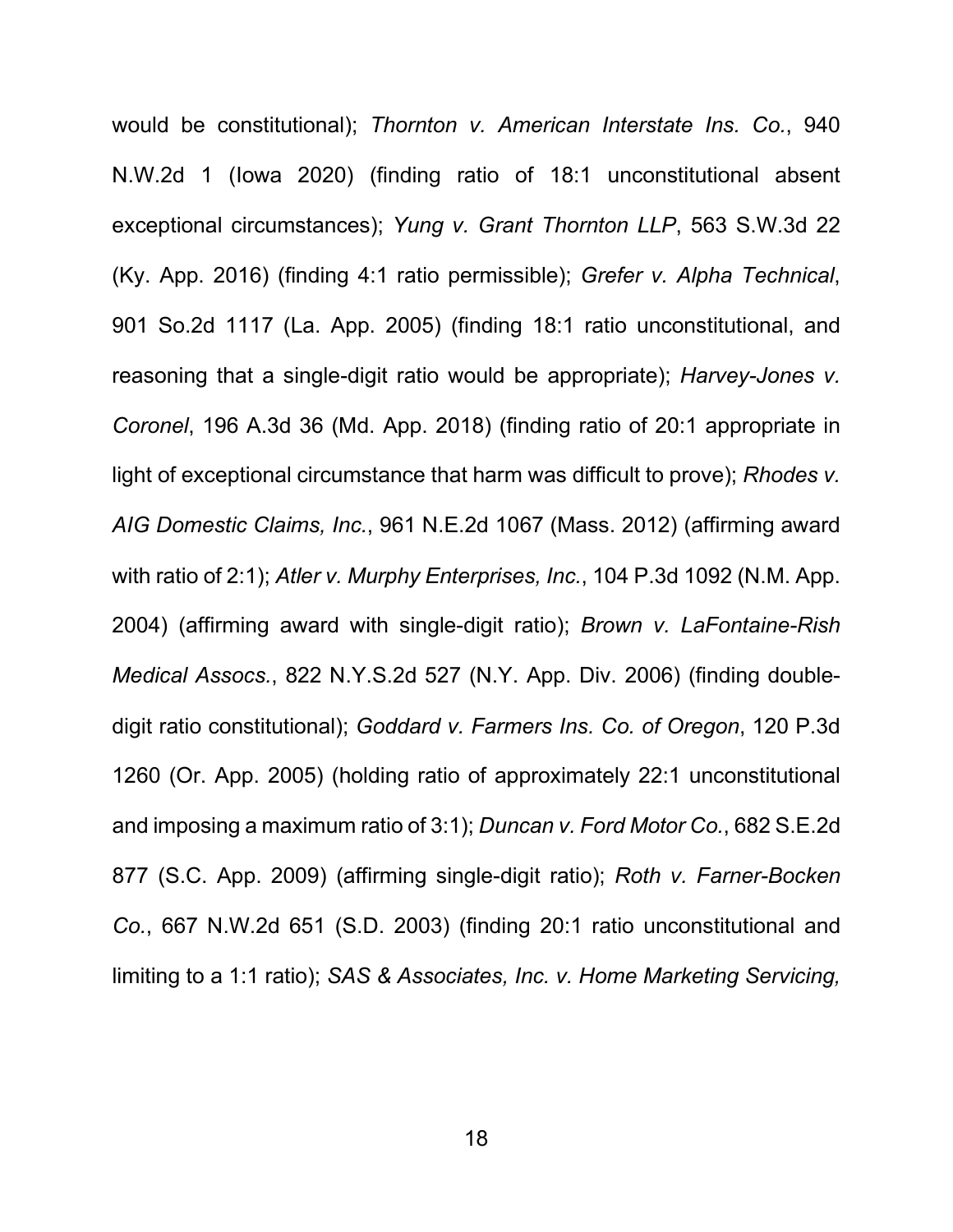would be constitutional); *Thornton v. American Interstate Ins. Co.*, 940 N.W.2d 1 (Iowa 2020) (finding ratio of 18:1 unconstitutional absent exceptional circumstances); *Yung v. Grant Thornton LLP*, 563 S.W.3d 22 (Ky. App. 2016) (finding 4:1 ratio permissible); *Grefer v. Alpha Technical*, 901 So.2d 1117 (La. App. 2005) (finding 18:1 ratio unconstitutional, and reasoning that a single-digit ratio would be appropriate); *Harvey-Jones v. Coronel*, 196 A.3d 36 (Md. App. 2018) (finding ratio of 20:1 appropriate in light of exceptional circumstance that harm was difficult to prove); *Rhodes v. AIG Domestic Claims, Inc.*, 961 N.E.2d 1067 (Mass. 2012) (affirming award with ratio of 2:1); *Atler v. Murphy Enterprises, Inc.*, 104 P.3d 1092 (N.M. App. 2004) (affirming award with single-digit ratio); *Brown v. LaFontaine-Rish Medical Assocs.*, 822 N.Y.S.2d 527 (N.Y. App. Div. 2006) (finding double-digit ratio constitutional); *Goddard v. Farmers Ins. Co. of Oregon*, 120 P.3d 1260 (Or. App. 2005) (holding ratio of approximately 22:1 unconstitutional and imposing a maximum ratio of 3:1); *Duncan v. Ford Motor Co.*, 682 S.E.2d 877 (S.C. App. 2009) (affirming single-digit ratio); *Roth v. Farner-Bocken Co.*, 667 N.W.2d 651 (S.D. 2003) (finding 20:1 ratio unconstitutional and limiting to a 1:1 ratio); *SAS & Associates, Inc. v. Home Marketing Servicing,*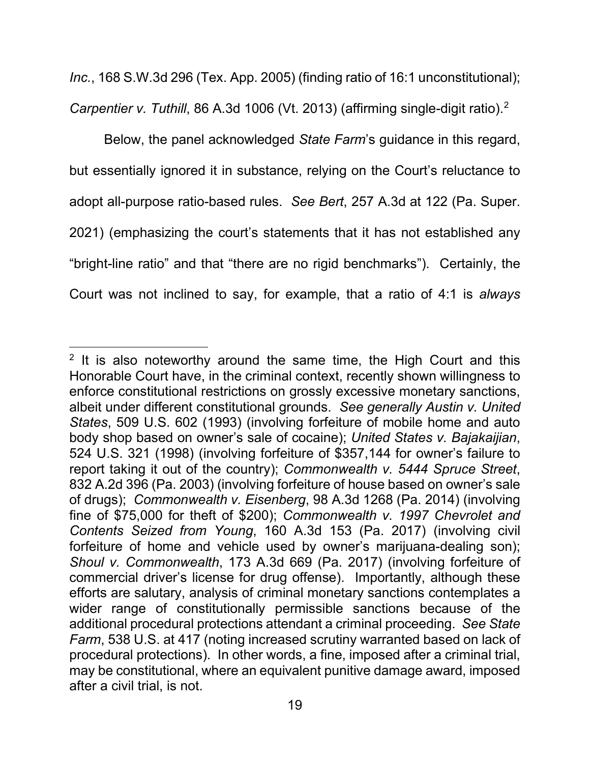*Inc.*, 168 S.W.3d 296 (Tex. App. 2005) (finding ratio of 16:1 unconstitutional); *Carpentier v. Tuthill*, 86 A.3d 1006 (Vt. 2013) (affirming single-digit ratio).[2]

Below, the panel acknowledged *State Farm*'s guidance in this regard, but essentially ignored it in substance, relying on the Court's reluctance to adopt all-purpose ratio-based rules. *See Bert*, 257 A.3d at 122 (Pa. Super. 2021) (emphasizing the court's statements that it has not established any "bright-line ratio" and that "there are no rigid benchmarks"). Certainly, the Court was not inclined to say, for example, that a ratio of 4:1 is *always*

---

[2] It is also noteworthy around the same time, the High Court and this Honorable Court have, in the criminal context, recently shown willingness to enforce constitutional restrictions on grossly excessive monetary sanctions, albeit under different constitutional grounds. *See generally Austin v. United States*, 509 U.S. 602 (1993) (involving forfeiture of mobile home and auto body shop based on owner's sale of cocaine); *United States v. Bajakaijian*, 524 U.S. 321 (1998) (involving forfeiture of $357,144 for owner's failure to report taking it out of the country); *Commonwealth v. 5444 Spruce Street*, 832 A.2d 396 (Pa. 2003) (involving forfeiture of house based on owner's sale of drugs); *Commonwealth v. Eisenberg*, 98 A.3d 1268 (Pa. 2014) (involving fine of $75,000 for theft of $200); *Commonwealth v. 1997 Chevrolet and Contents Seized from Young*, 160 A.3d 153 (Pa. 2017) (involving civil forfeiture of home and vehicle used by owner's marijuana-dealing son); *Shoul v. Commonwealth*, 173 A.3d 669 (Pa. 2017) (involving forfeiture of commercial driver's license for drug offense). Importantly, although these efforts are salutary, analysis of criminal monetary sanctions contemplates a wider range of constitutionally permissible sanctions because of the additional procedural protections attendant a criminal proceeding. *See State Farm*, 538 U.S. at 417 (noting increased scrutiny warranted based on lack of procedural protections). In other words, a fine, imposed after a criminal trial, may be constitutional, where an equivalent punitive damage award, imposed after a civil trial, is not.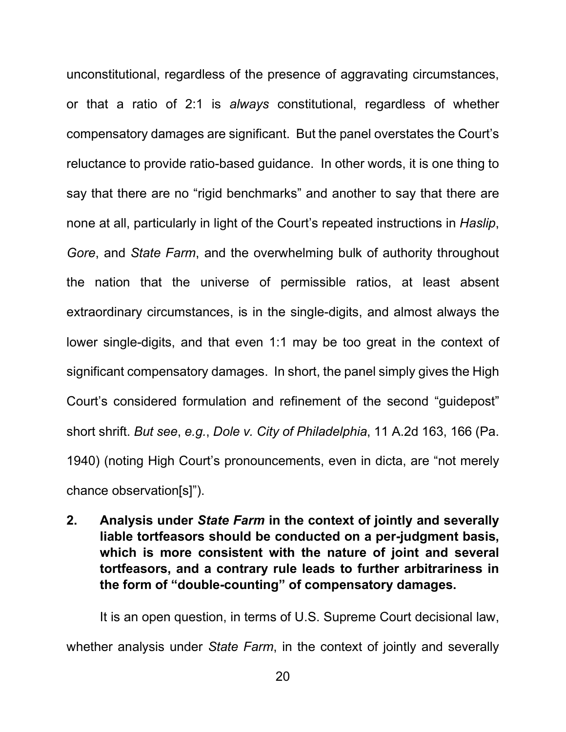unconstitutional, regardless of the presence of aggravating circumstances, or that a ratio of 2:1 is *always* constitutional, regardless of whether compensatory damages are significant. But the panel overstates the Court's reluctance to provide ratio-based guidance. In other words, it is one thing to say that there are no "rigid benchmarks" and another to say that there are none at all, particularly in light of the Court's repeated instructions in *Haslip*, *Gore*, and *State Farm*, and the overwhelming bulk of authority throughout the nation that the universe of permissible ratios, at least absent extraordinary circumstances, is in the single-digits, and almost always the lower single-digits, and that even 1:1 may be too great in the context of significant compensatory damages. In short, the panel simply gives the High Court's considered formulation and refinement of the second "guidepost" short shrift. *But see*, *e.g.*, *Dole v. City of Philadelphia*, 11 A.2d 163, 166 (Pa. 1940) (noting High Court's pronouncements, even in dicta, are "not merely chance observation[s]").

**2. Analysis under *State Farm* in the context of jointly and severally liable tortfeasors should be conducted on a per-judgment basis, which is more consistent with the nature of joint and several tortfeasors, and a contrary rule leads to further arbitrariness in the form of "double-counting" of compensatory damages.**

It is an open question, in terms of U.S. Supreme Court decisional law, whether analysis under *State Farm*, in the context of jointly and severally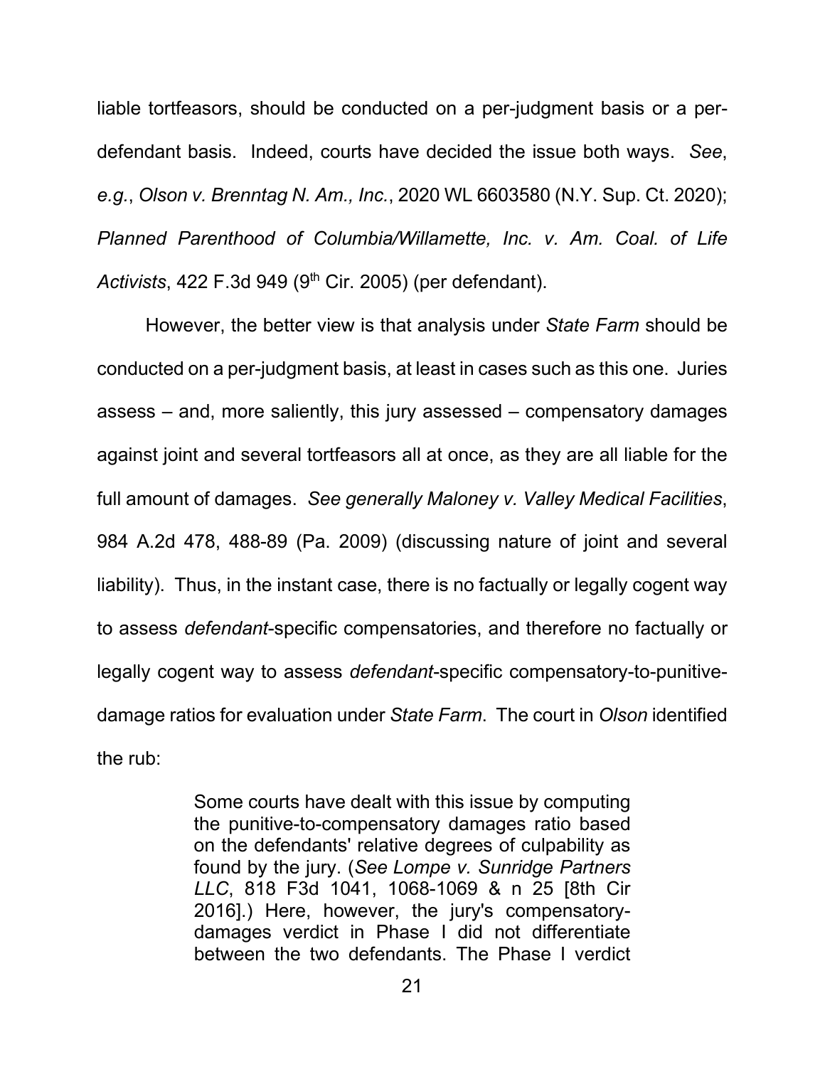liable tortfeasors, should be conducted on a per-judgment basis or a per-defendant basis. Indeed, courts have decided the issue both ways. *See*, *e.g.*, *Olson v. Brenntag N. Am., Inc.*, 2020 WL 6603580 (N.Y. Sup. Ct. 2020); *Planned Parenthood of Columbia/Willamette, Inc. v. Am. Coal. of Life Activists*, 422 F.3d 949 (9th Cir. 2005) (per defendant).

However, the better view is that analysis under *State Farm* should be conducted on a per-judgment basis, at least in cases such as this one. Juries assess – and, more saliently, this jury assessed – compensatory damages against joint and several tortfeasors all at once, as they are all liable for the full amount of damages. *See generally Maloney v. Valley Medical Facilities*, 984 A.2d 478, 488-89 (Pa. 2009) (discussing nature of joint and several liability). Thus, in the instant case, there is no factually or legally cogent way to assess *defendant*-specific compensatories, and therefore no factually or legally cogent way to assess *defendant*-specific compensatory-to-punitive-damage ratios for evaluation under *State Farm*. The court in *Olson* identified the rub:

> Some courts have dealt with this issue by computing the punitive-to-compensatory damages ratio based on the defendants' relative degrees of culpability as found by the jury. (*See Lompe v. Sunridge Partners LLC*, 818 F3d 1041, 1068-1069 & n 25 [8th Cir 2016].) Here, however, the jury's compensatory-damages verdict in Phase I did not differentiate between the two defendants. The Phase I verdict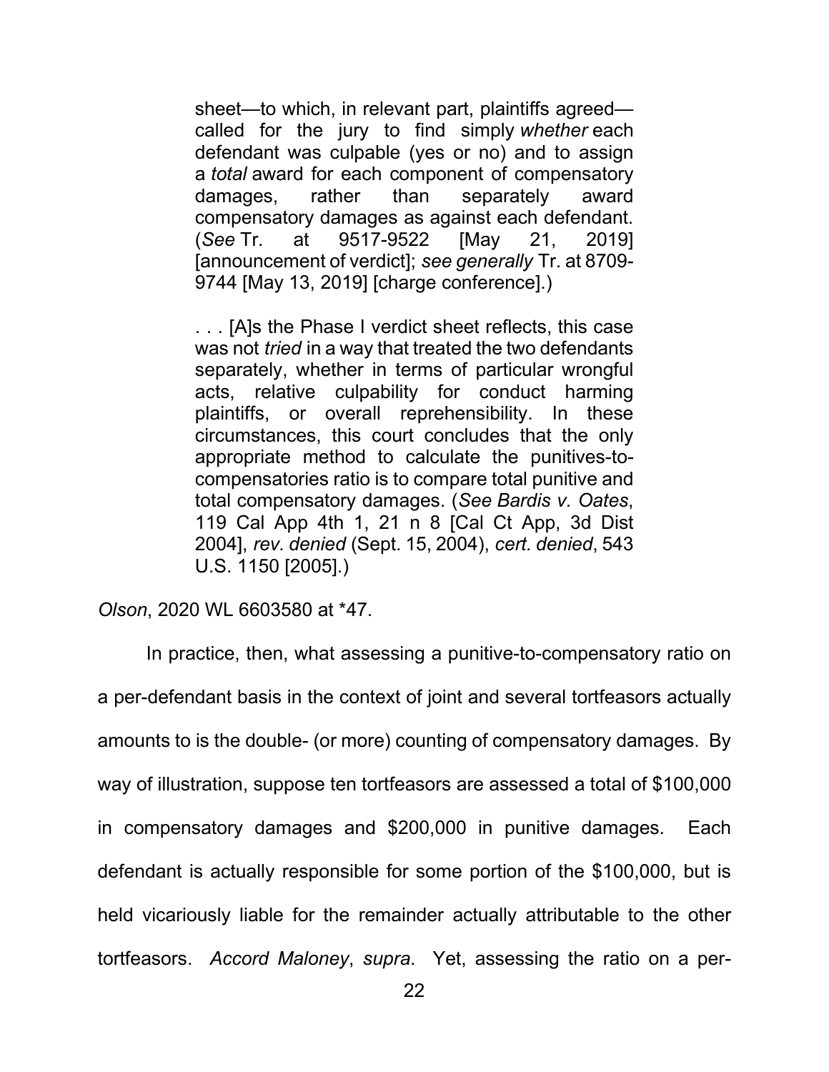> sheet—to which, in relevant part, plaintiffs agreed—called for the jury to find simply *whether* each defendant was culpable (yes or no) and to assign a *total* award for each component of compensatory damages, rather than separately award compensatory damages as against each defendant. (*See* Tr. at 9517-9522 [May 21, 2019] [announcement of verdict]; *see generally* Tr. at 8709-9744 [May 13, 2019] [charge conference].)
>
> . . . [A]s the Phase I verdict sheet reflects, this case was not *tried* in a way that treated the two defendants separately, whether in terms of particular wrongful acts, relative culpability for conduct harming plaintiffs, or overall reprehensibility. In these circumstances, this court concludes that the only appropriate method to calculate the punitives-to-compensatories ratio is to compare total punitive and total compensatory damages. (*See Bardis v. Oates*, 119 Cal App 4th 1, 21 n 8 [Cal Ct App, 3d Dist 2004], *rev. denied* (Sept. 15, 2004), *cert. denied*, 543 U.S. 1150 [2005].)

*Olson*, 2020 WL 6603580 at *47.

In practice, then, what assessing a punitive-to-compensatory ratio on a per-defendant basis in the context of joint and several tortfeasors actually amounts to is the double- (or more) counting of compensatory damages. By way of illustration, suppose ten tortfeasors are assessed a total of $100,000 in compensatory damages and $200,000 in punitive damages. Each defendant is actually responsible for some portion of the $100,000, but is held vicariously liable for the remainder actually attributable to the other tortfeasors. *Accord Maloney*, *supra*. Yet, assessing the ratio on a per-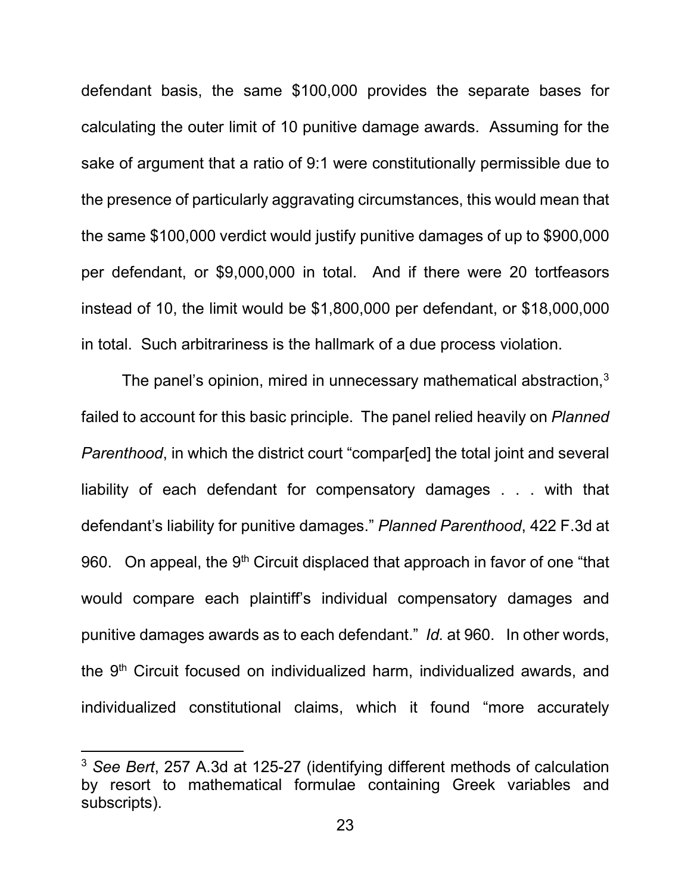defendant basis, the same $100,000 provides the separate bases for calculating the outer limit of 10 punitive damage awards. Assuming for the sake of argument that a ratio of 9:1 were constitutionally permissible due to the presence of particularly aggravating circumstances, this would mean that the same $100,000 verdict would justify punitive damages of up to $900,000 per defendant, or $9,000,000 in total. And if there were 20 tortfeasors instead of 10, the limit would be $1,800,000 per defendant, or $18,000,000 in total. Such arbitrariness is the hallmark of a due process violation.

The panel's opinion, mired in unnecessary mathematical abstraction,[3] failed to account for this basic principle. The panel relied heavily on *Planned Parenthood*, in which the district court "compar[ed] the total joint and several liability of each defendant for compensatory damages . . . with that defendant's liability for punitive damages." *Planned Parenthood*, 422 F.3d at 960. On appeal, the 9th Circuit displaced that approach in favor of one "that would compare each plaintiff's individual compensatory damages and punitive damages awards as to each defendant." *Id.* at 960. In other words, the 9th Circuit focused on individualized harm, individualized awards, and individualized constitutional claims, which it found "more accurately

---

[3] *See Bert*, 257 A.3d at 125-27 (identifying different methods of calculation by resort to mathematical formulae containing Greek variables and subscripts).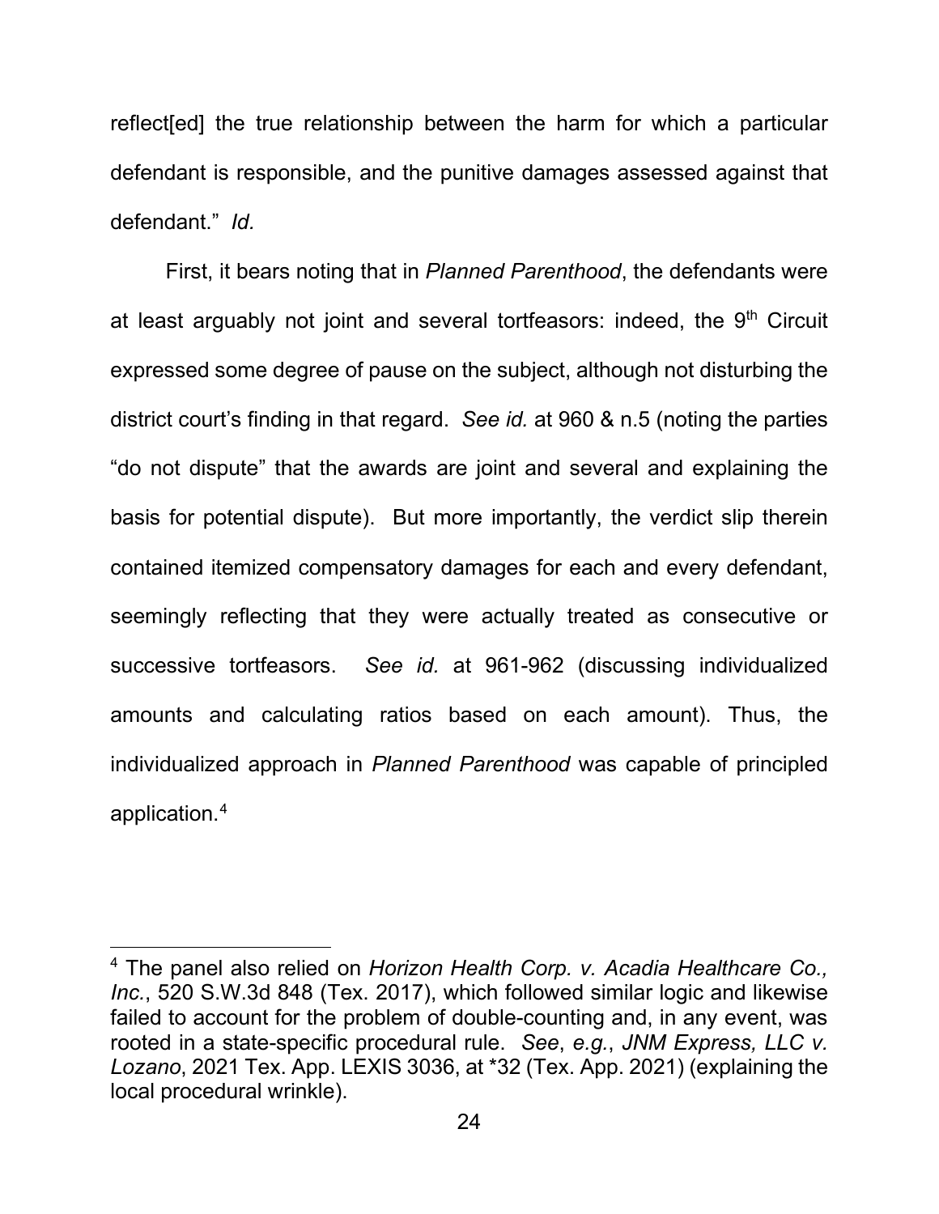reflect[ed] the true relationship between the harm for which a particular defendant is responsible, and the punitive damages assessed against that defendant." *Id.*

First, it bears noting that in *Planned Parenthood*, the defendants were at least arguably not joint and several tortfeasors: indeed, the 9th Circuit expressed some degree of pause on the subject, although not disturbing the district court's finding in that regard. *See id.* at 960 & n.5 (noting the parties "do not dispute" that the awards are joint and several and explaining the basis for potential dispute). But more importantly, the verdict slip therein contained itemized compensatory damages for each and every defendant, seemingly reflecting that they were actually treated as consecutive or successive tortfeasors. *See id.* at 961-962 (discussing individualized amounts and calculating ratios based on each amount). Thus, the individualized approach in *Planned Parenthood* was capable of principled application.[4]

---

[4] The panel also relied on *Horizon Health Corp. v. Acadia Healthcare Co., Inc.*, 520 S.W.3d 848 (Tex. 2017), which followed similar logic and likewise failed to account for the problem of double-counting and, in any event, was rooted in a state-specific procedural rule. *See*, *e.g.*, *JNM Express, LLC v. Lozano*, 2021 Tex. App. LEXIS 3036, at *32 (Tex. App. 2021) (explaining the local procedural wrinkle).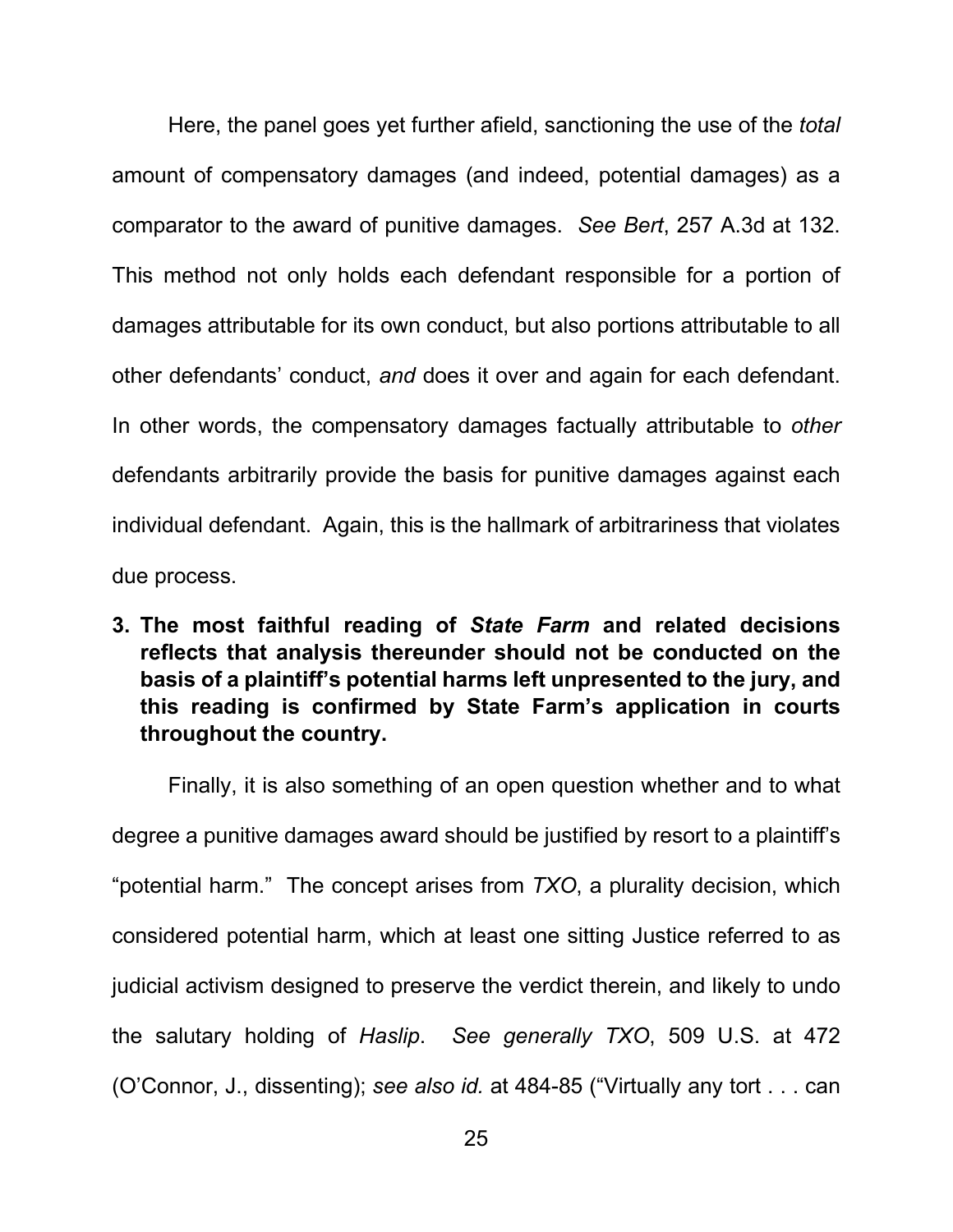Here, the panel goes yet further afield, sanctioning the use of the *total* amount of compensatory damages (and indeed, potential damages) as a comparator to the award of punitive damages. *See Bert*, 257 A.3d at 132. This method not only holds each defendant responsible for a portion of damages attributable for its own conduct, but also portions attributable to all other defendants' conduct, *and* does it over and again for each defendant. In other words, the compensatory damages factually attributable to *other* defendants arbitrarily provide the basis for punitive damages against each individual defendant. Again, this is the hallmark of arbitrariness that violates due process.

**3. The most faithful reading of *State Farm* and related decisions reflects that analysis thereunder should not be conducted on the basis of a plaintiff's potential harms left unpresented to the jury, and this reading is confirmed by State Farm's application in courts throughout the country.**

Finally, it is also something of an open question whether and to what degree a punitive damages award should be justified by resort to a plaintiff's "potential harm." The concept arises from *TXO*, a plurality decision, which considered potential harm, which at least one sitting Justice referred to as judicial activism designed to preserve the verdict therein, and likely to undo the salutary holding of *Haslip*. *See generally TXO*, 509 U.S. at 472 (O'Connor, J., dissenting); *see also id.* at 484-85 ("Virtually any tort . . . can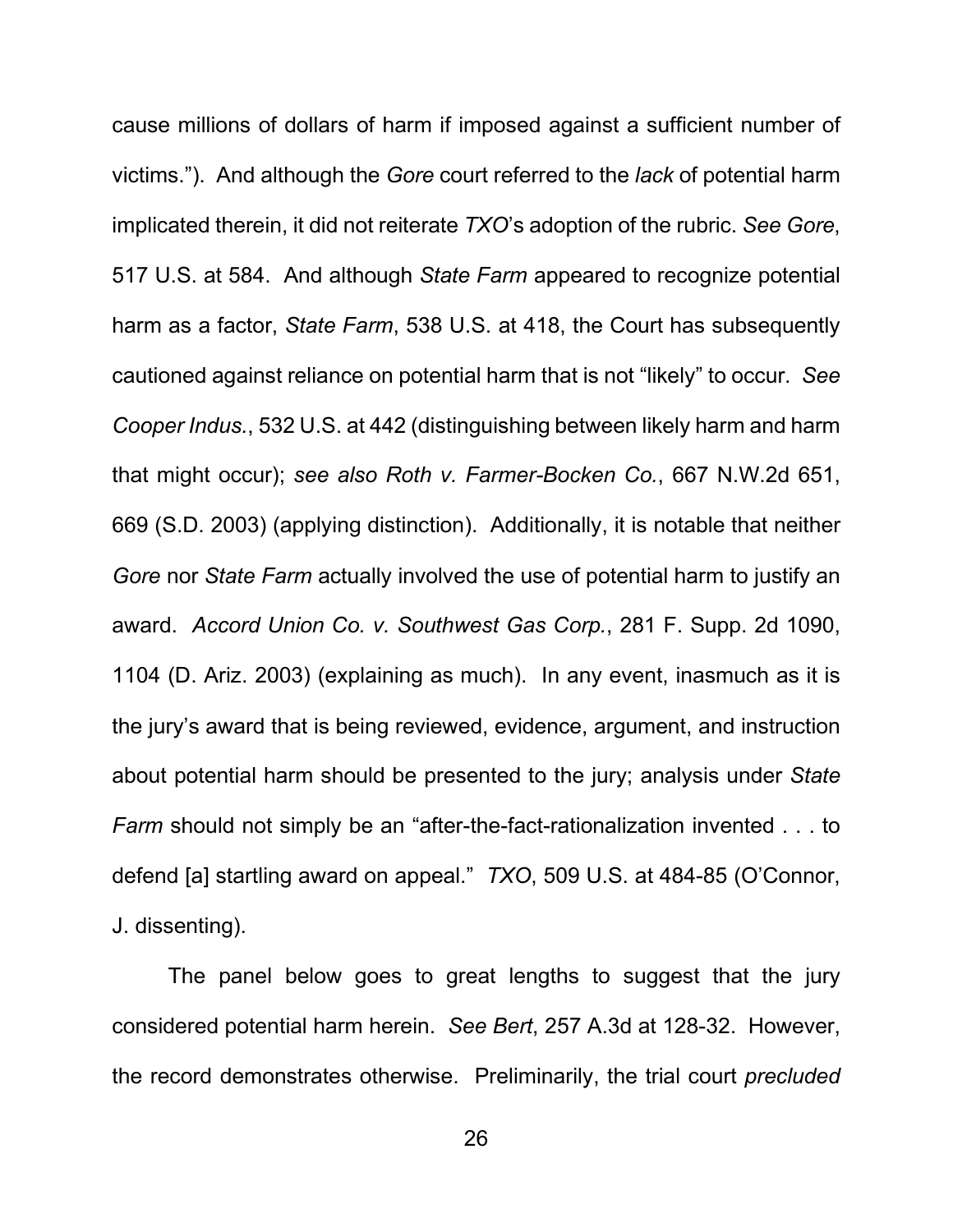cause millions of dollars of harm if imposed against a sufficient number of victims."). And although the *Gore* court referred to the *lack* of potential harm implicated therein, it did not reiterate *TXO*'s adoption of the rubric. *See Gore*, 517 U.S. at 584. And although *State Farm* appeared to recognize potential harm as a factor, *State Farm*, 538 U.S. at 418, the Court has subsequently cautioned against reliance on potential harm that is not "likely" to occur. *See Cooper Indus.*, 532 U.S. at 442 (distinguishing between likely harm and harm that might occur); *see also Roth v. Farmer-Bocken Co.*, 667 N.W.2d 651, 669 (S.D. 2003) (applying distinction). Additionally, it is notable that neither *Gore* nor *State Farm* actually involved the use of potential harm to justify an award. *Accord Union Co. v. Southwest Gas Corp.*, 281 F. Supp. 2d 1090, 1104 (D. Ariz. 2003) (explaining as much). In any event, inasmuch as it is the jury's award that is being reviewed, evidence, argument, and instruction about potential harm should be presented to the jury; analysis under *State Farm* should not simply be an "after-the-fact-rationalization invented . . . to defend [a] startling award on appeal." *TXO*, 509 U.S. at 484-85 (O'Connor, J. dissenting).

The panel below goes to great lengths to suggest that the jury considered potential harm herein. *See Bert*, 257 A.3d at 128-32. However, the record demonstrates otherwise. Preliminarily, the trial court *precluded*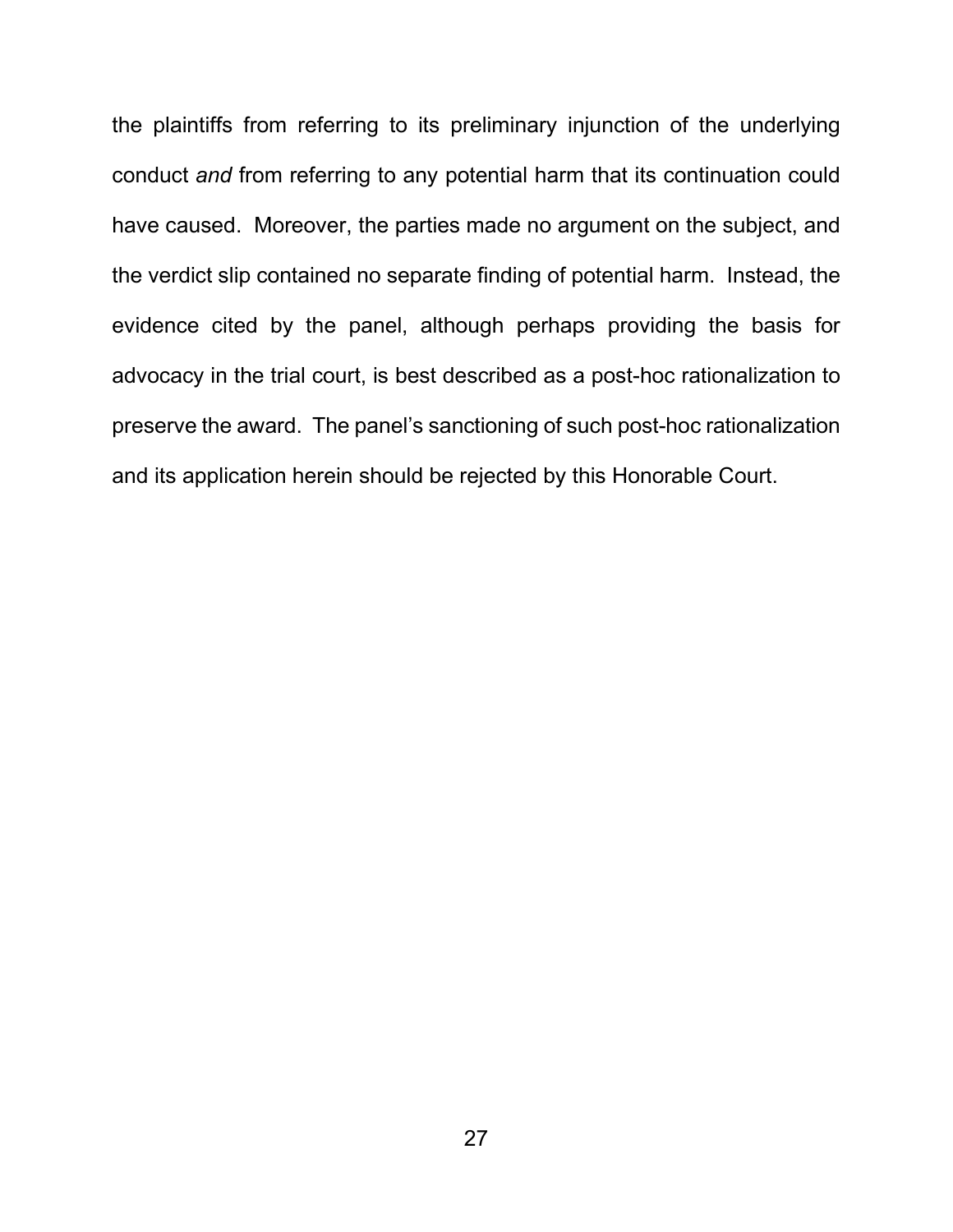the plaintiffs from referring to its preliminary injunction of the underlying conduct *and* from referring to any potential harm that its continuation could have caused. Moreover, the parties made no argument on the subject, and the verdict slip contained no separate finding of potential harm. Instead, the evidence cited by the panel, although perhaps providing the basis for advocacy in the trial court, is best described as a post-hoc rationalization to preserve the award. The panel's sanctioning of such post-hoc rationalization and its application herein should be rejected by this Honorable Court.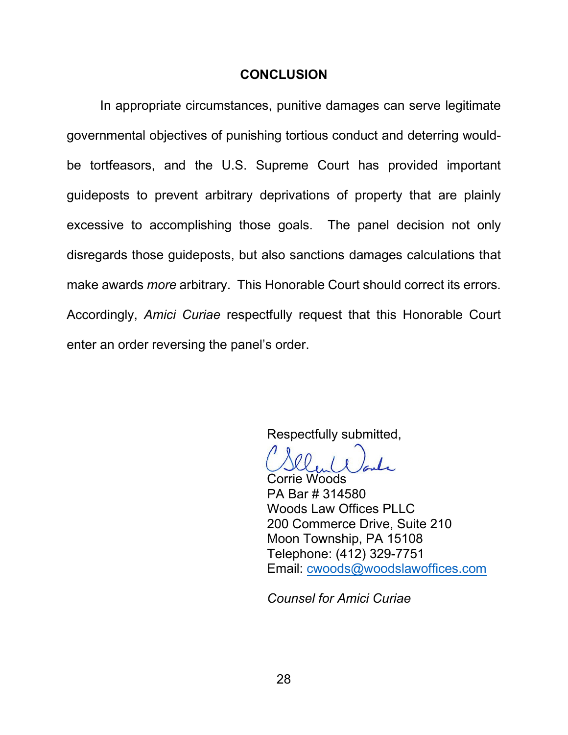## CONCLUSION

In appropriate circumstances, punitive damages can serve legitimate governmental objectives of punishing tortious conduct and deterring would-be tortfeasors, and the U.S. Supreme Court has provided important guideposts to prevent arbitrary deprivations of property that are plainly excessive to accomplishing those goals. The panel decision not only disregards those guideposts, but also sanctions damages calculations that make awards *more* arbitrary. This Honorable Court should correct its errors. Accordingly, *Amici Curiae* respectfully request that this Honorable Court enter an order reversing the panel's order.

Respectfully submitted,

Corrie Woods
PA Bar # 314580
Woods Law Offices PLLC
200 Commerce Drive, Suite 210
Moon Township, PA 15108
Telephone: (412) 329-7751
Email: cwoods@woodslawoffices.com

*Counsel for Amici Curiae*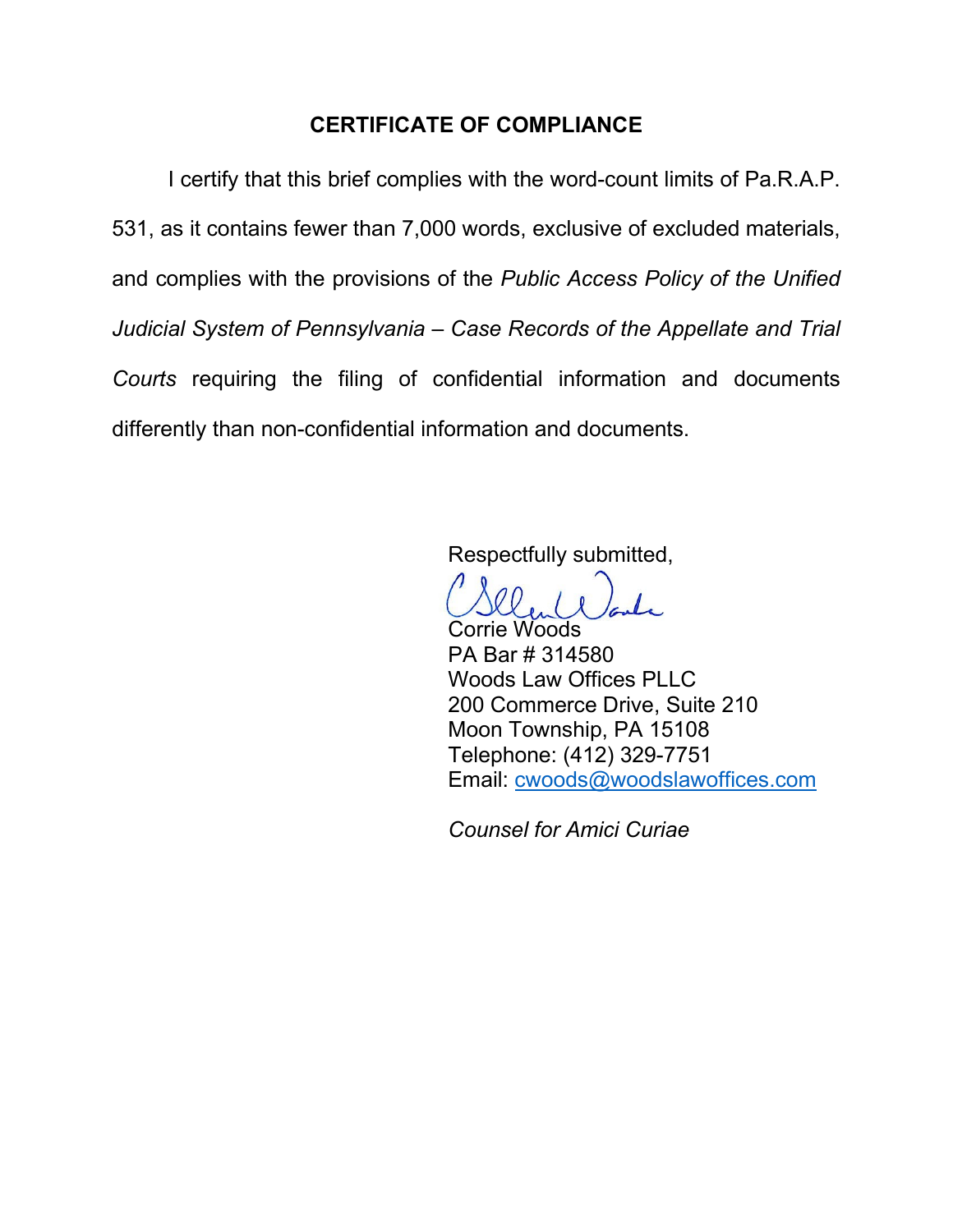## CERTIFICATE OF COMPLIANCE

I certify that this brief complies with the word-count limits of Pa.R.A.P. 531, as it contains fewer than 7,000 words, exclusive of excluded materials, and complies with the provisions of the *Public Access Policy of the Unified Judicial System of Pennsylvania – Case Records of the Appellate and Trial Courts* requiring the filing of confidential information and documents differently than non-confidential information and documents.

Respectfully submitted,

Corrie Woods
PA Bar # 314580
Woods Law Offices PLLC
200 Commerce Drive, Suite 210
Moon Township, PA 15108
Telephone: (412) 329-7751
Email: cwoods@woodslawoffices.com

*Counsel for Amici Curiae*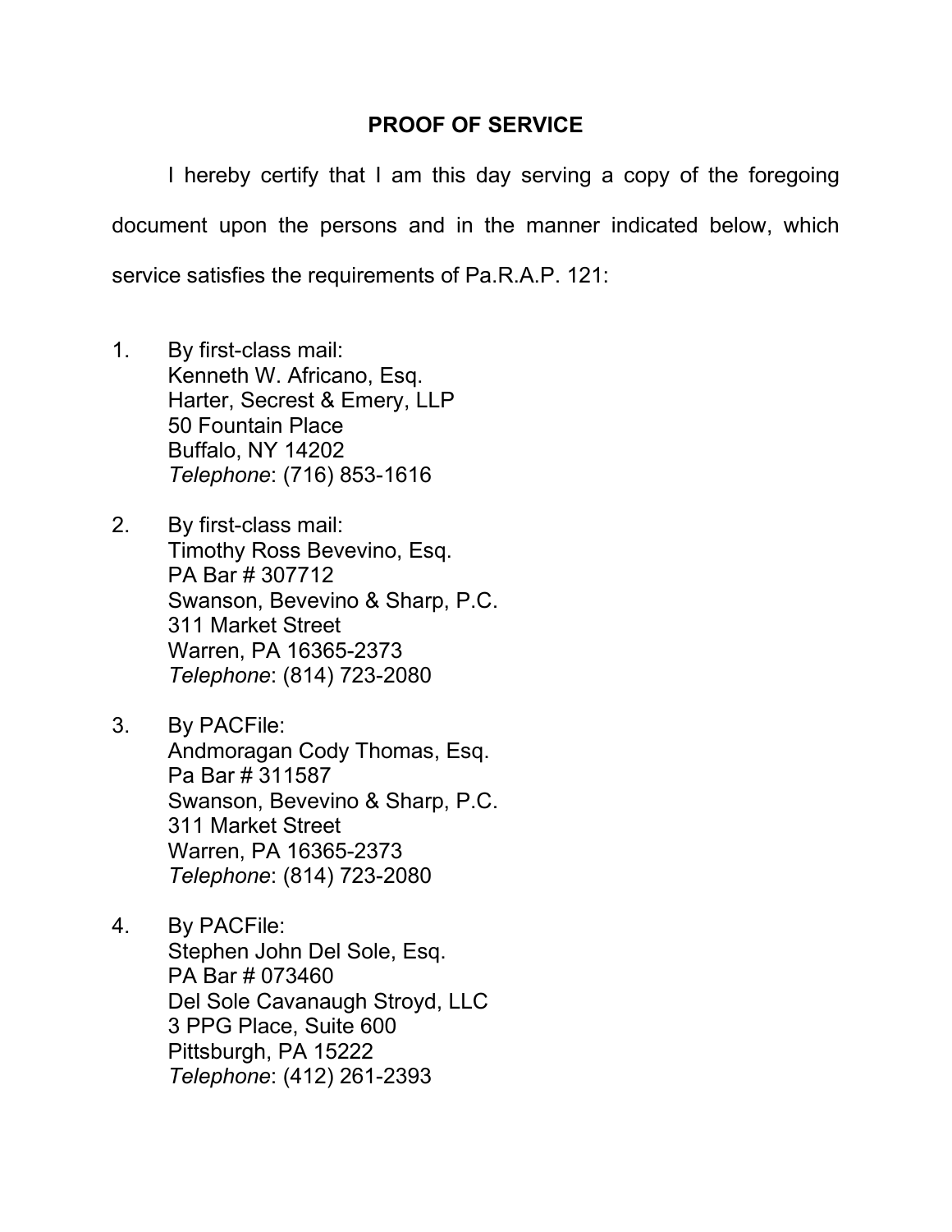## PROOF OF SERVICE

I hereby certify that I am this day serving a copy of the foregoing document upon the persons and in the manner indicated below, which service satisfies the requirements of Pa.R.A.P. 121:

1. By first-class mail:
   Kenneth W. Africano, Esq.
   Harter, Secrest & Emery, LLP
   50 Fountain Place
   Buffalo, NY 14202
   *Telephone*: (716) 853-1616

2. By first-class mail:
   Timothy Ross Bevevino, Esq.
   PA Bar # 307712
   Swanson, Bevevino & Sharp, P.C.
   311 Market Street
   Warren, PA 16365-2373
   *Telephone*: (814) 723-2080

3. By PACFile:
   Andmoragan Cody Thomas, Esq.
   Pa Bar # 311587
   Swanson, Bevevino & Sharp, P.C.
   311 Market Street
   Warren, PA 16365-2373
   *Telephone*: (814) 723-2080

4. By PACFile:
   Stephen John Del Sole, Esq.
   PA Bar # 073460
   Del Sole Cavanaugh Stroyd, LLC
   3 PPG Place, Suite 600
   Pittsburgh, PA 15222
   *Telephone*: (412) 261-2393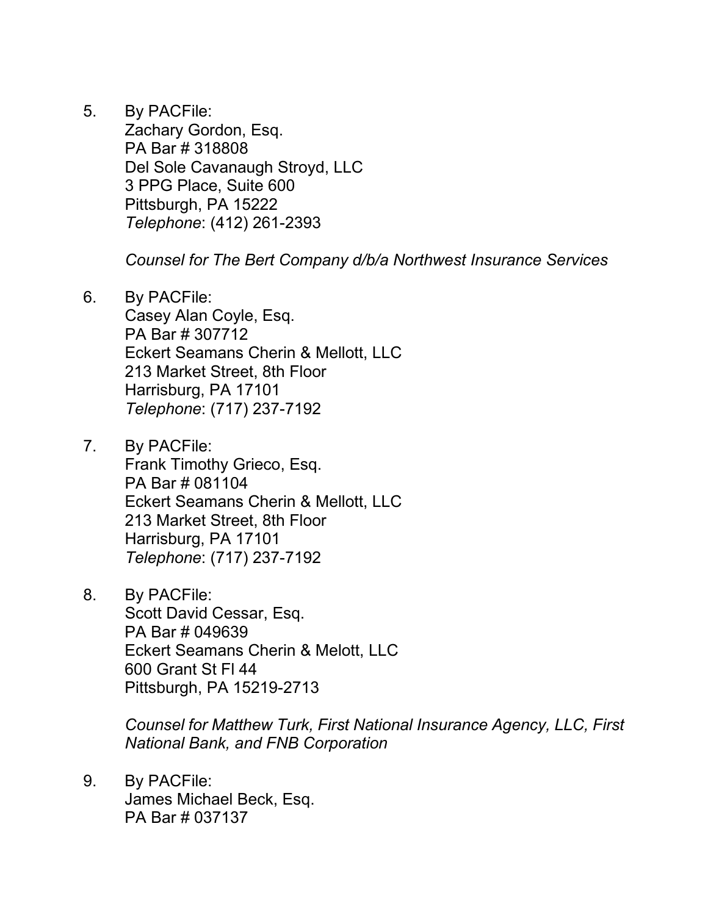5. By PACFile:
   Zachary Gordon, Esq.
   PA Bar # 318808
   Del Sole Cavanaugh Stroyd, LLC
   3 PPG Place, Suite 600
   Pittsburgh, PA 15222
   *Telephone*: (412) 261-2393

   *Counsel for The Bert Company d/b/a Northwest Insurance Services*

6. By PACFile:
   Casey Alan Coyle, Esq.
   PA Bar # 307712
   Eckert Seamans Cherin & Mellott, LLC
   213 Market Street, 8th Floor
   Harrisburg, PA 17101
   *Telephone*: (717) 237-7192

7. By PACFile:
   Frank Timothy Grieco, Esq.
   PA Bar # 081104
   Eckert Seamans Cherin & Mellott, LLC
   213 Market Street, 8th Floor
   Harrisburg, PA 17101
   *Telephone*: (717) 237-7192

8. By PACFile:
   Scott David Cessar, Esq.
   PA Bar # 049639
   Eckert Seamans Cherin & Melott, LLC
   600 Grant St Fl 44
   Pittsburgh, PA 15219-2713

   *Counsel for Matthew Turk, First National Insurance Agency, LLC, First National Bank, and FNB Corporation*

9. By PACFile:
   James Michael Beck, Esq.
   PA Bar # 037137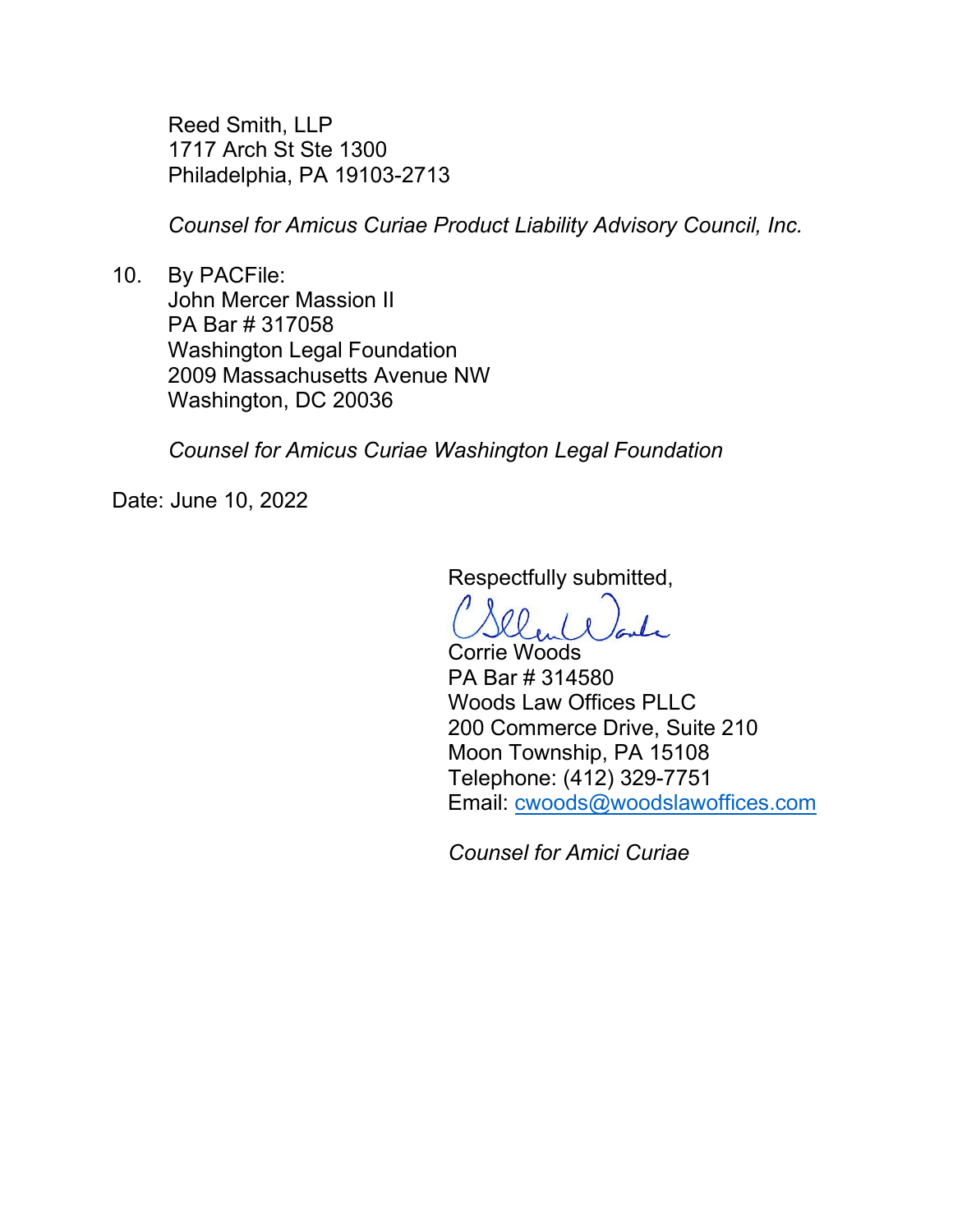Reed Smith, LLP
1717 Arch St Ste 1300
Philadelphia, PA 19103-2713

*Counsel for Amicus Curiae Product Liability Advisory Council, Inc.*

10. By PACFile:
    John Mercer Massion II
    PA Bar # 317058
    Washington Legal Foundation
    2009 Massachusetts Avenue NW
    Washington, DC 20036

    *Counsel for Amicus Curiae Washington Legal Foundation*

Date: June 10, 2022

Respectfully submitted,

Corrie Woods
PA Bar # 314580
Woods Law Offices PLLC
200 Commerce Drive, Suite 210
Moon Township, PA 15108
Telephone: (412) 329-7751
Email: cwoods@woodslawoffices.com

*Counsel for Amici Curiae*